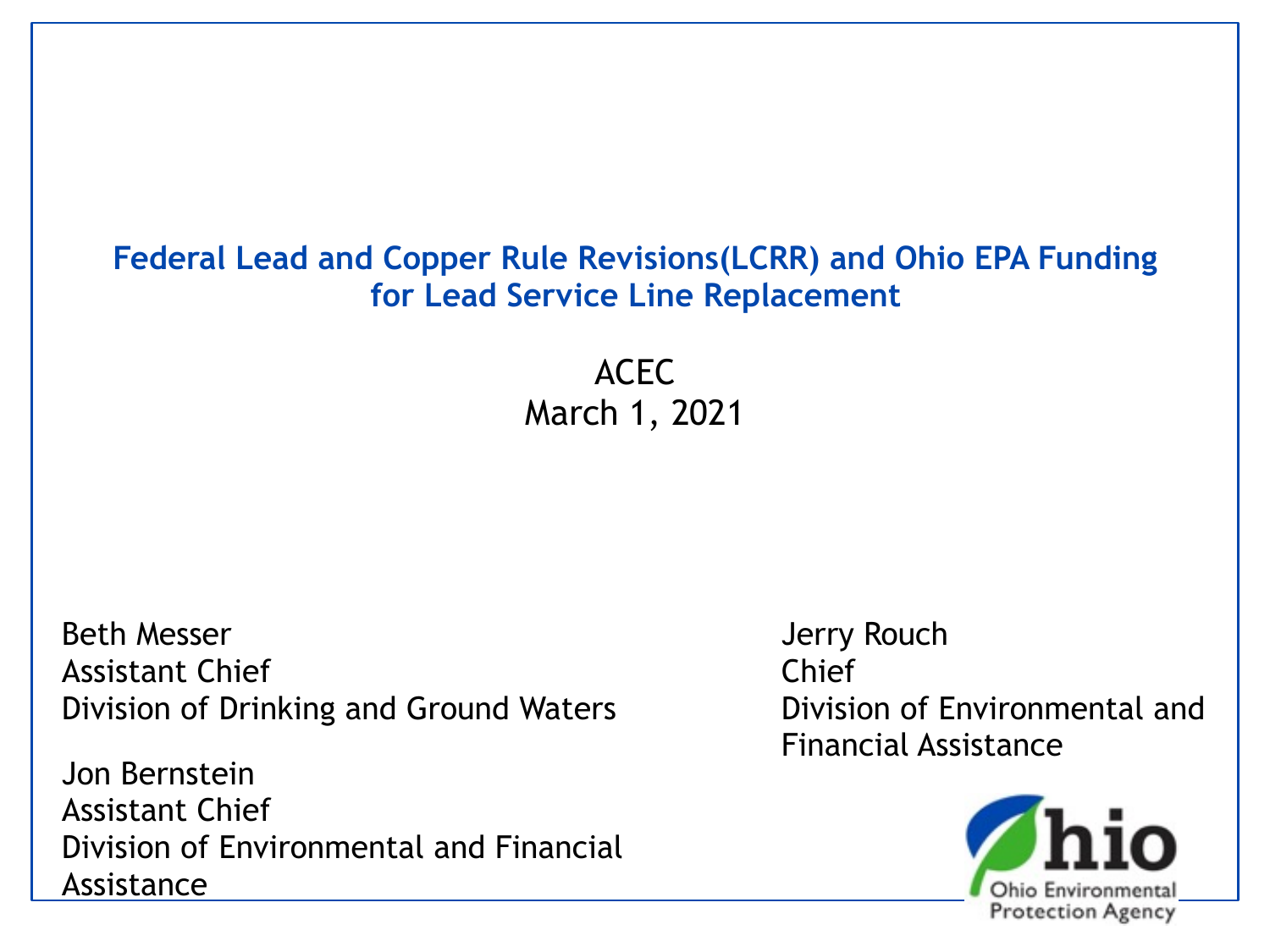# Federal Lead and Copper Rule Revisions(LCRR) and Ohio EPA Funding for Lead Service Line Replacement

ACEC
March 1, 2021

Beth Messer
Assistant Chief
Division of Drinking and Ground Waters

Jon Bernstein
Assistant Chief
Division of Environmental and Financial Assistance

Jerry Rouch
Chief
Division of Environmental and Financial Assistance

Ohio Environmental Protection Agency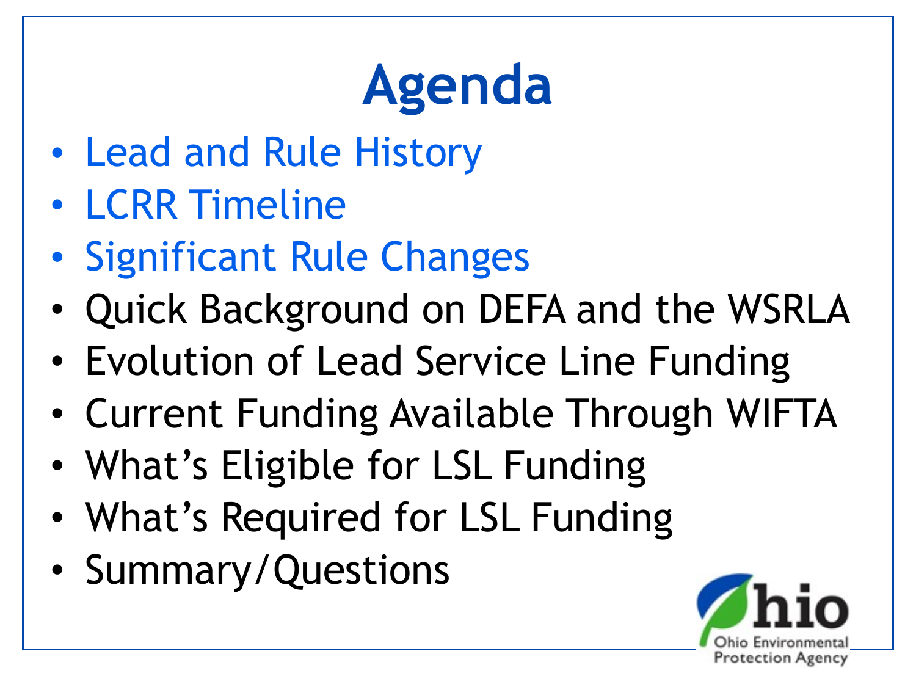# Agenda

- Lead and Rule History
- LCRR Timeline
- Significant Rule Changes
- Quick Background on DEFA and the WSRLA
- Evolution of Lead Service Line Funding
- Current Funding Available Through WIFTA
- What's Eligible for LSL Funding
- What's Required for LSL Funding
- Summary/Questions

Ohio Environmental Protection Agency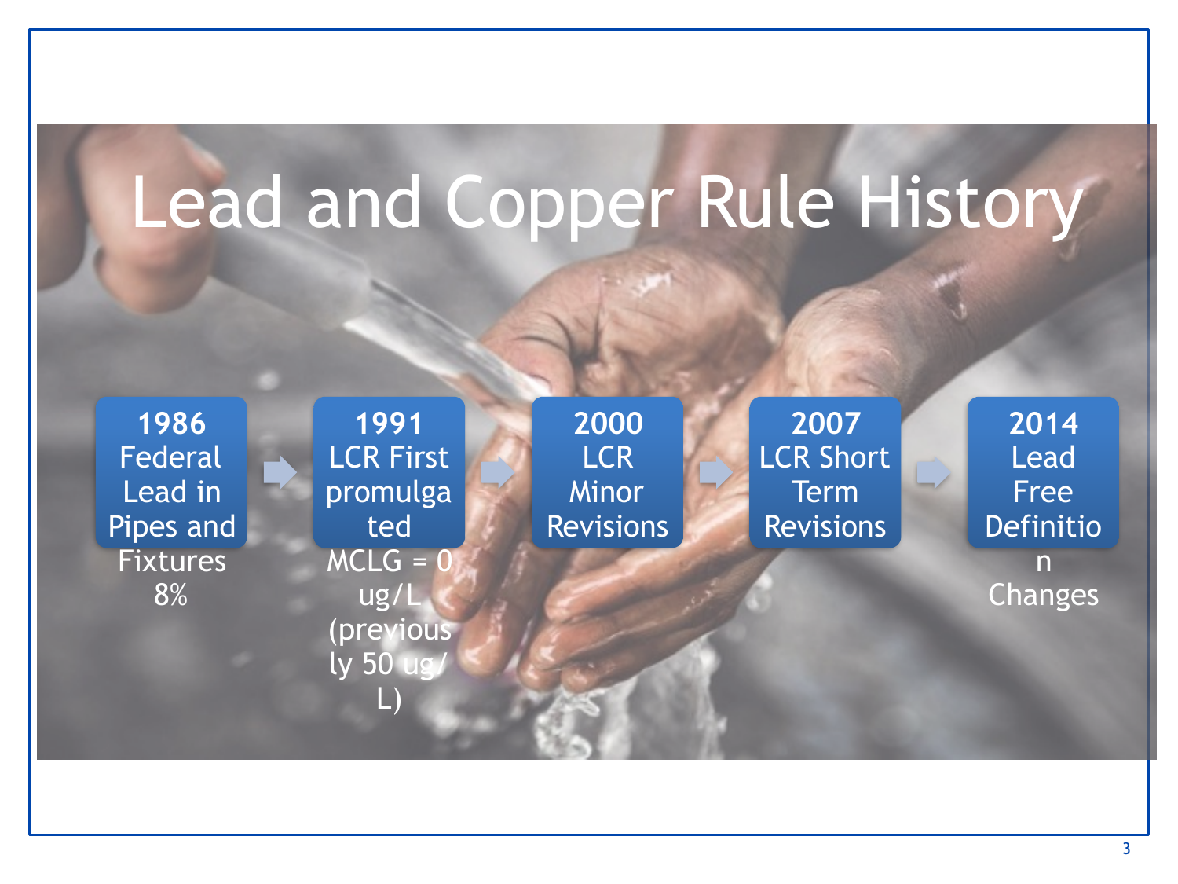# Lead and Copper Rule History

- **1986** Federal Lead in Pipes and Fixtures 8%
- **1991** LCR First promulgated MCLG = 0 ug/L (previously 50 ug/L)
- **2000** LCR Minor Revisions
- **2007** LCR Short Term Revisions
- **2014** Lead Free Definition Changes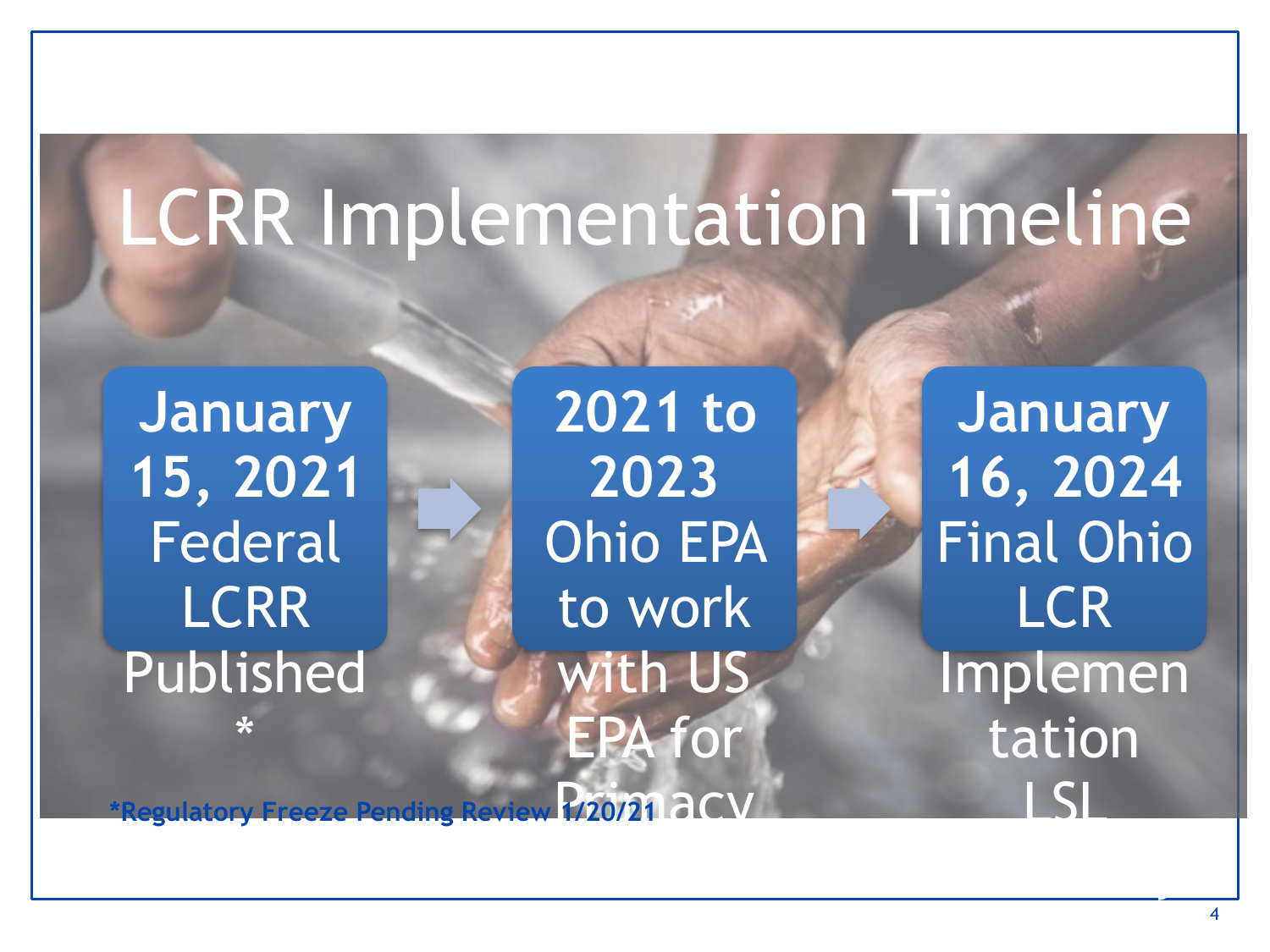# LCRR Implementation Timeline

**January 15, 2021** Federal LCRR Published *

**2021 to 2023** Ohio EPA to work with US EPA for Primacy

**January 16, 2024** Final Ohio LCR Implementation LSL

***Regulatory Freeze Pending Review 1/20/21**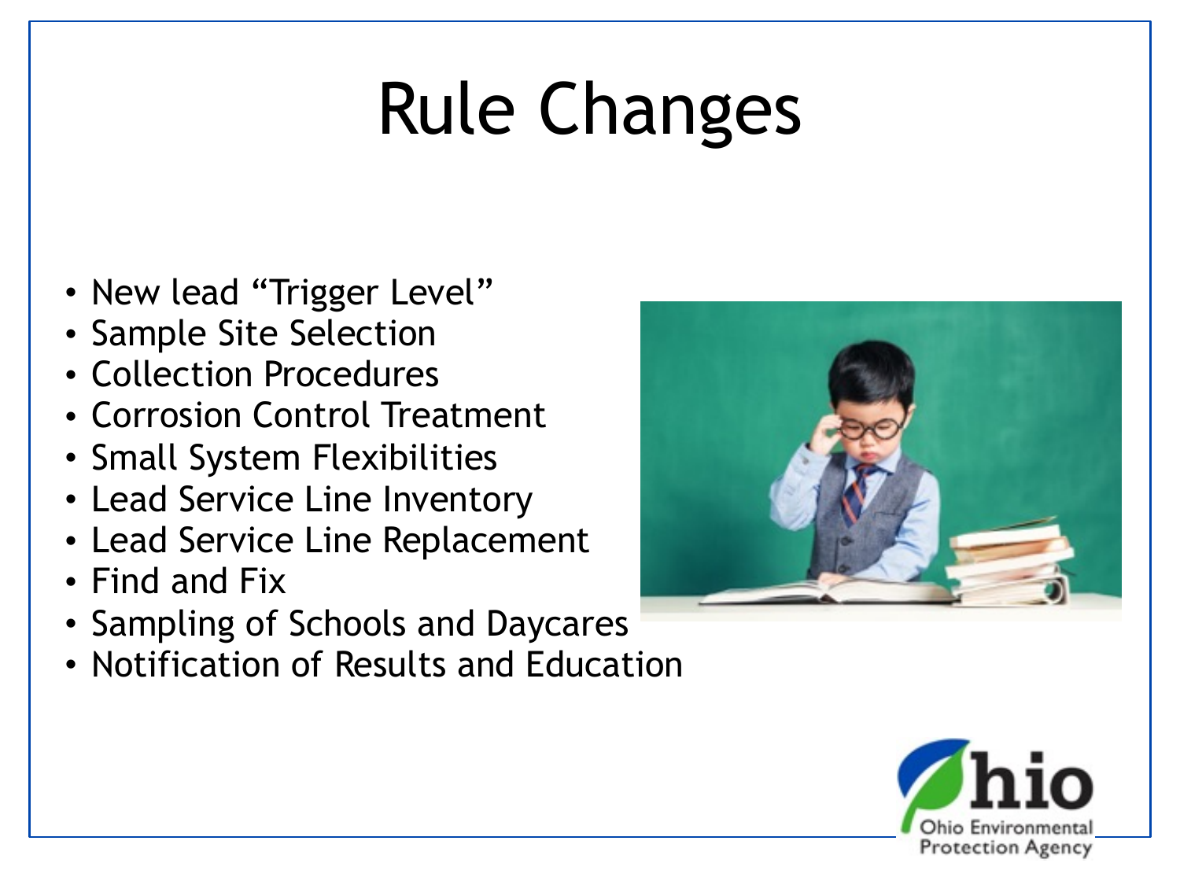# Rule Changes

- New lead "Trigger Level"
- Sample Site Selection
- Collection Procedures
- Corrosion Control Treatment
- Small System Flexibilities
- Lead Service Line Inventory
- Lead Service Line Replacement
- Find and Fix
- Sampling of Schools and Daycares
- Notification of Results and Education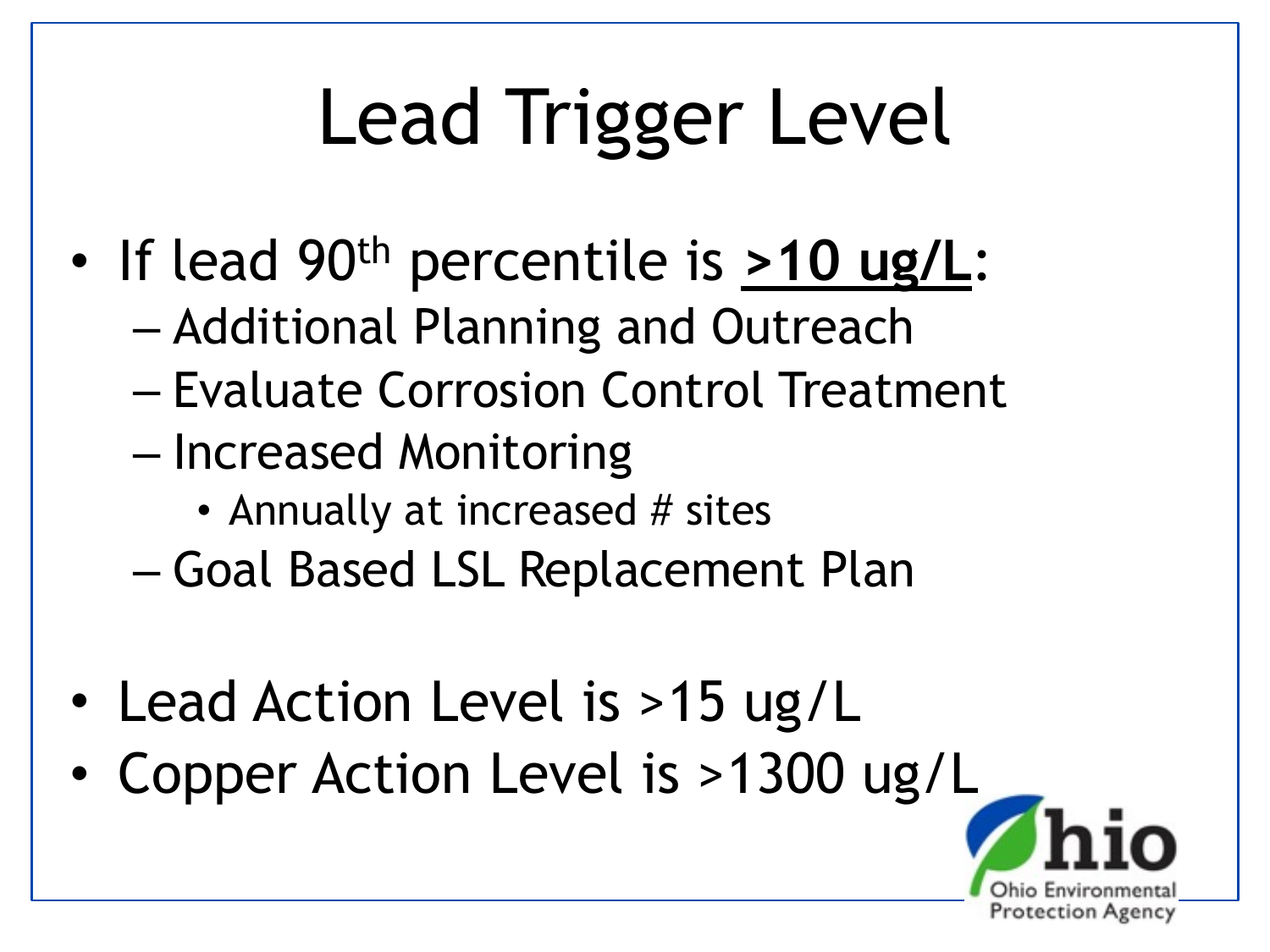# Lead Trigger Level

- If lead 90th percentile is **<u>>10 ug/L</u>**:
  - Additional Planning and Outreach
  - Evaluate Corrosion Control Treatment
  - Increased Monitoring
    - Annually at increased # sites
  - Goal Based LSL Replacement Plan

- Lead Action Level is >15 ug/L
- Copper Action Level is >1300 ug/L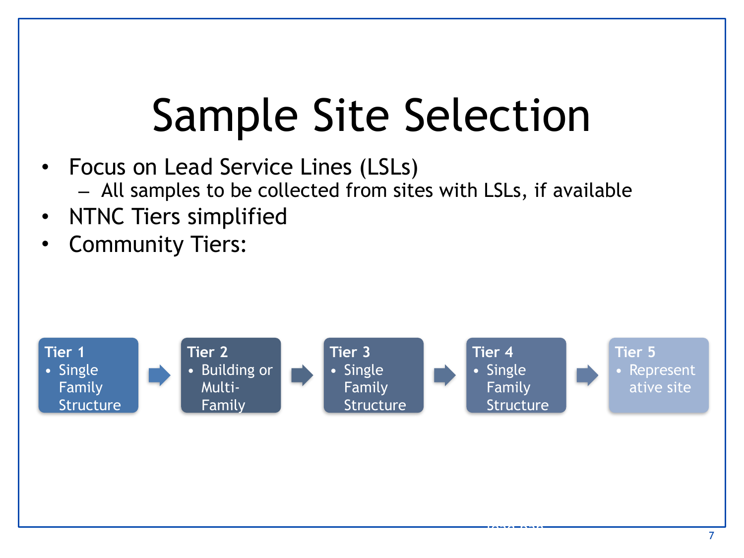# Sample Site Selection

- Focus on Lead Service Lines (LSLs)
  - All samples to be collected from sites with LSLs, if available
- NTNC Tiers simplified
- Community Tiers:

**Tier 1**
- Single Family Structure

→

**Tier 2**
- Building or Multi-Family

→

**Tier 3**
- Single Family Structure

→

**Tier 4**
- Single Family Structure

→

**Tier 5**
- Representative site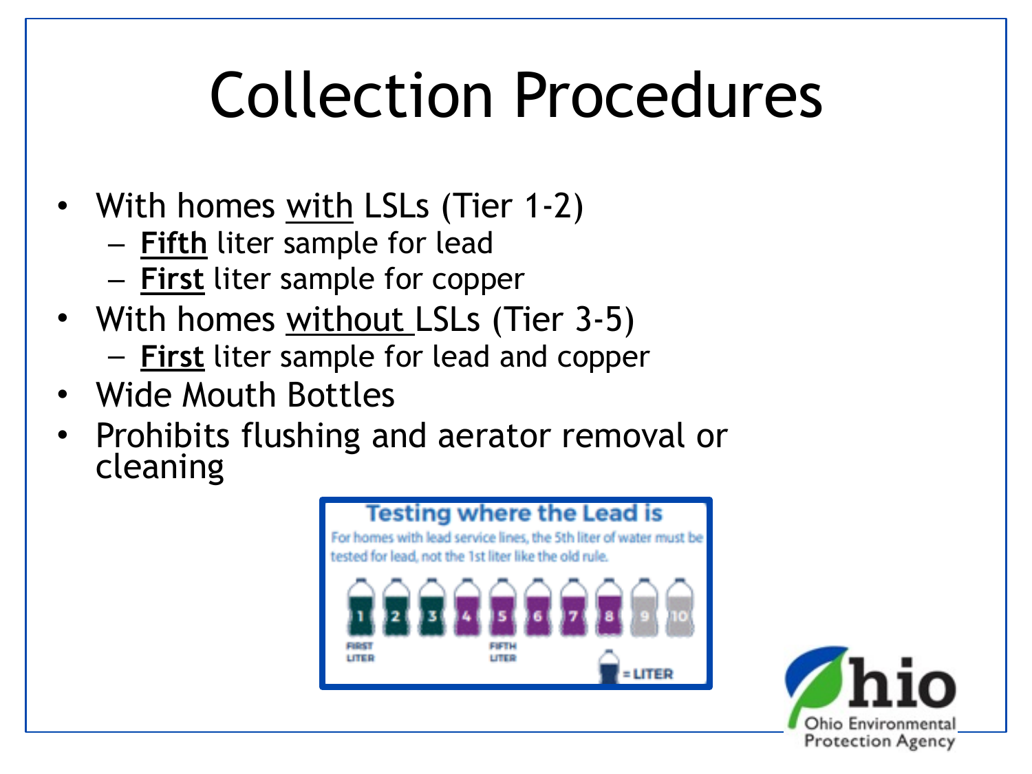# Collection Procedures

- With homes with LSLs (Tier 1-2)
  - **Fifth** liter sample for lead
  - **First** liter sample for copper
- With homes without LSLs (Tier 3-5)
  - **First** liter sample for lead and copper
- Wide Mouth Bottles
- Prohibits flushing and aerator removal or cleaning

**Testing where the Lead is**

For homes with lead service lines, the 5th liter of water must be tested for lead, not the 1st liter like the old rule.

1 2 3 4 5 6 7 8 9 10

FIRST LITER — FIFTH LITER — = LITER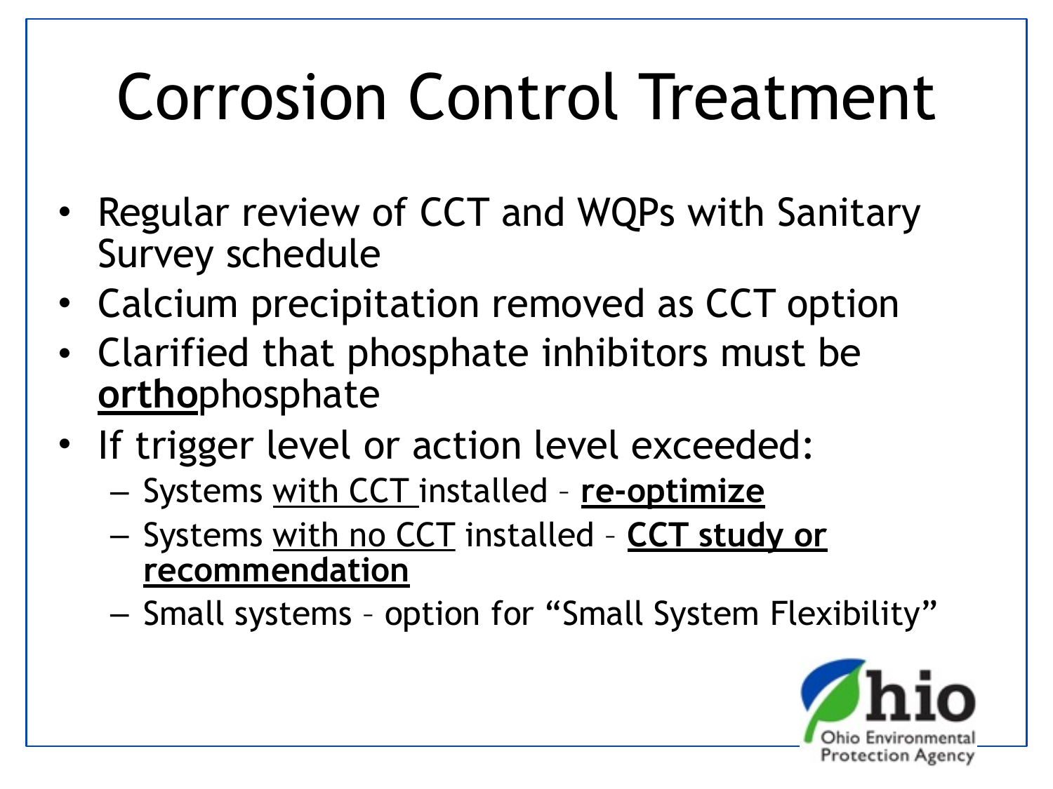# Corrosion Control Treatment

- Regular review of CCT and WQPs with Sanitary Survey schedule
- Calcium precipitation removed as CCT option
- Clarified that phosphate inhibitors must be **orthophosphate**
- If trigger level or action level exceeded:
  - Systems with CCT installed – **re-optimize**
  - Systems with no CCT installed – **CCT study or recommendation**
  - Small systems – option for "Small System Flexibility"

Ohio Environmental Protection Agency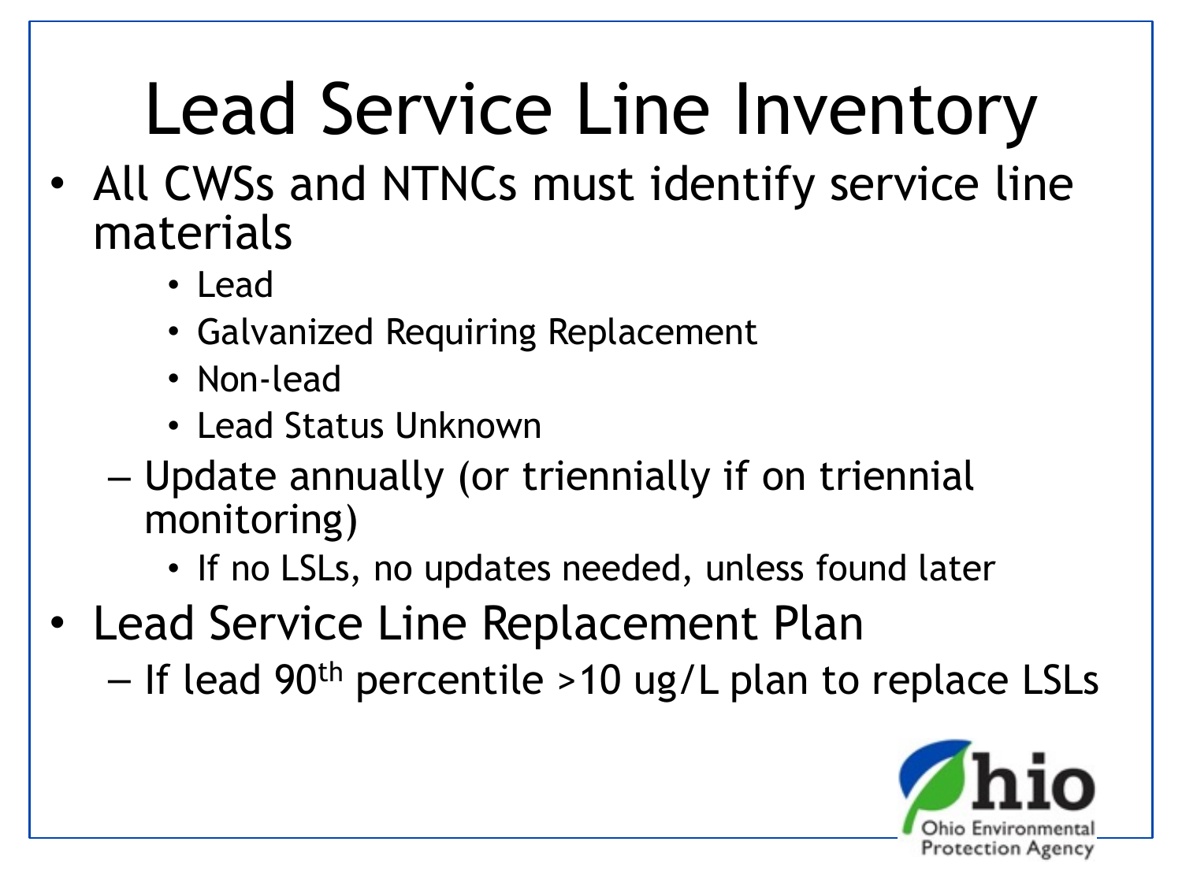# Lead Service Line Inventory

- All CWSs and NTNCs must identify service line materials
    - Lead
    - Galvanized Requiring Replacement
    - Non-lead
    - Lead Status Unknown
  - Update annually (or triennially if on triennial monitoring)
    - If no LSLs, no updates needed, unless found later
- Lead Service Line Replacement Plan
  - If lead $90^{th}$ percentile >10 ug/L plan to replace LSLs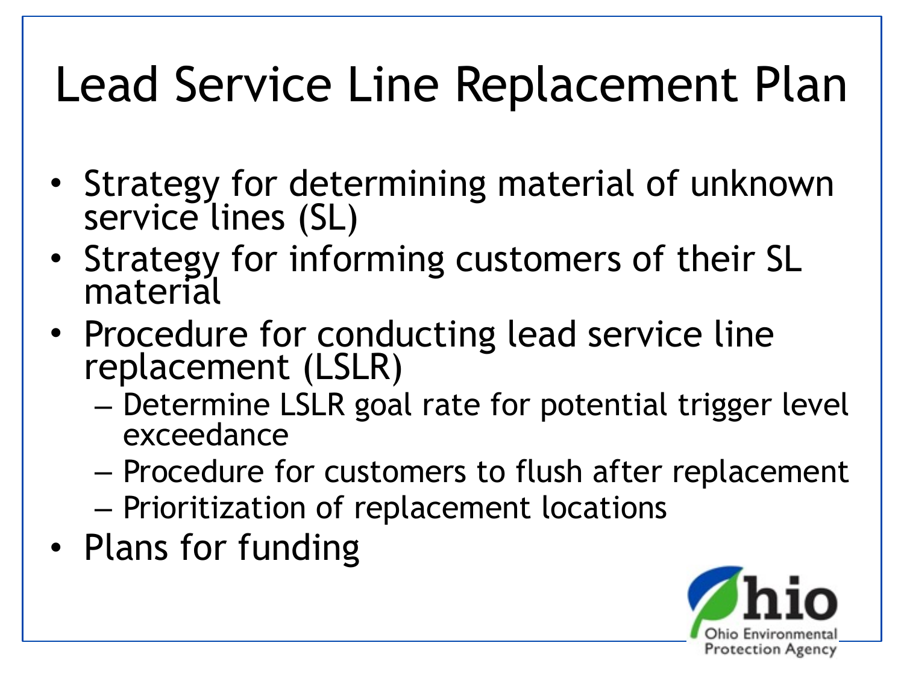# Lead Service Line Replacement Plan

- Strategy for determining material of unknown service lines (SL)
- Strategy for informing customers of their SL material
- Procedure for conducting lead service line replacement (LSLR)
  - Determine LSLR goal rate for potential trigger level exceedance
  - Procedure for customers to flush after replacement
  - Prioritization of replacement locations
- Plans for funding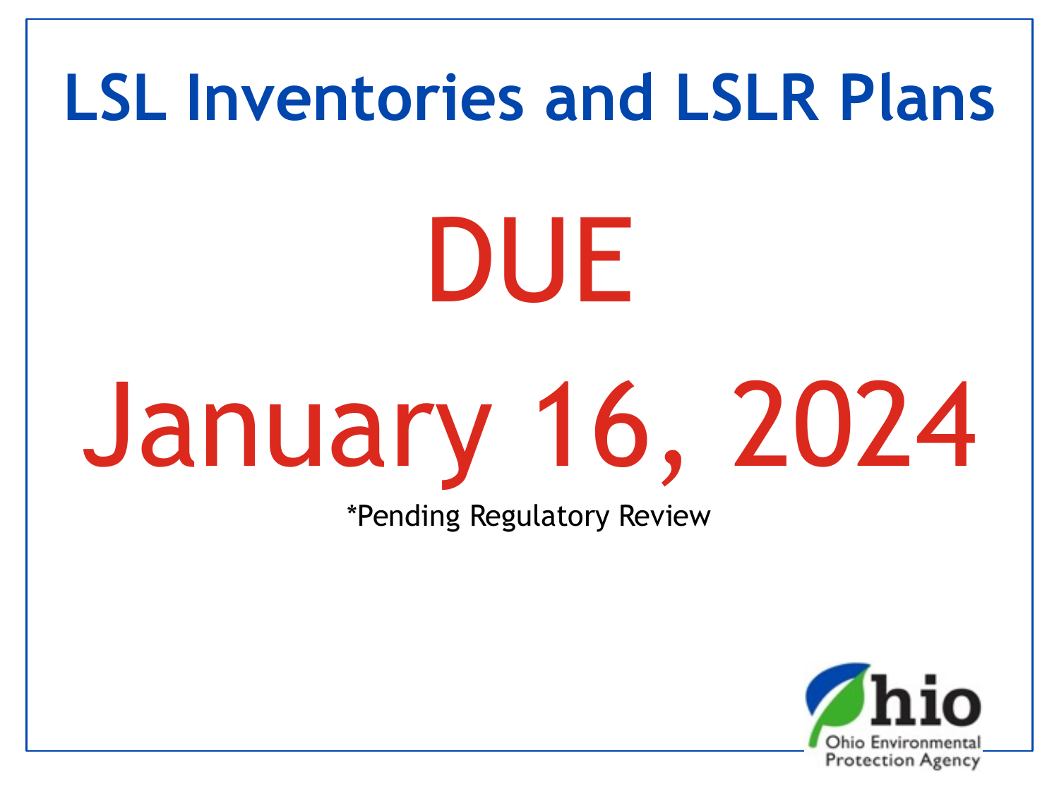# LSL Inventories and LSLR Plans

# DUE

# January 16, 2024

*Pending Regulatory Review

Ohio Environmental Protection Agency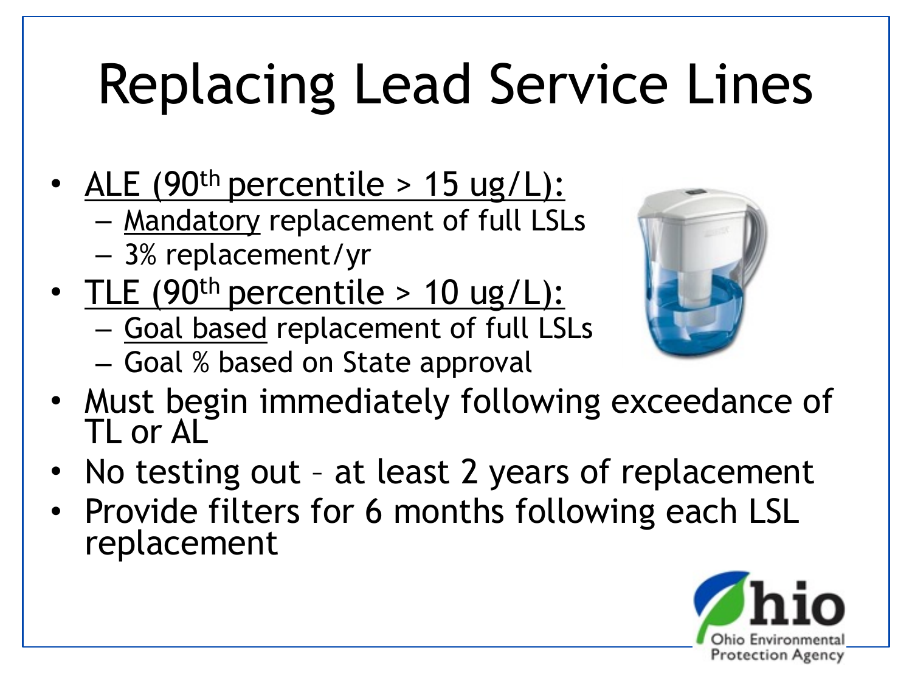# Replacing Lead Service Lines

- ALE (90th percentile > 15 ug/L):
  - Mandatory replacement of full LSLs
  - 3% replacement/yr
- TLE (90th percentile > 10 ug/L):
  - Goal based replacement of full LSLs
  - Goal % based on State approval
- Must begin immediately following exceedance of TL or AL
- No testing out – at least 2 years of replacement
- Provide filters for 6 months following each LSL replacement

Ohio Environmental Protection Agency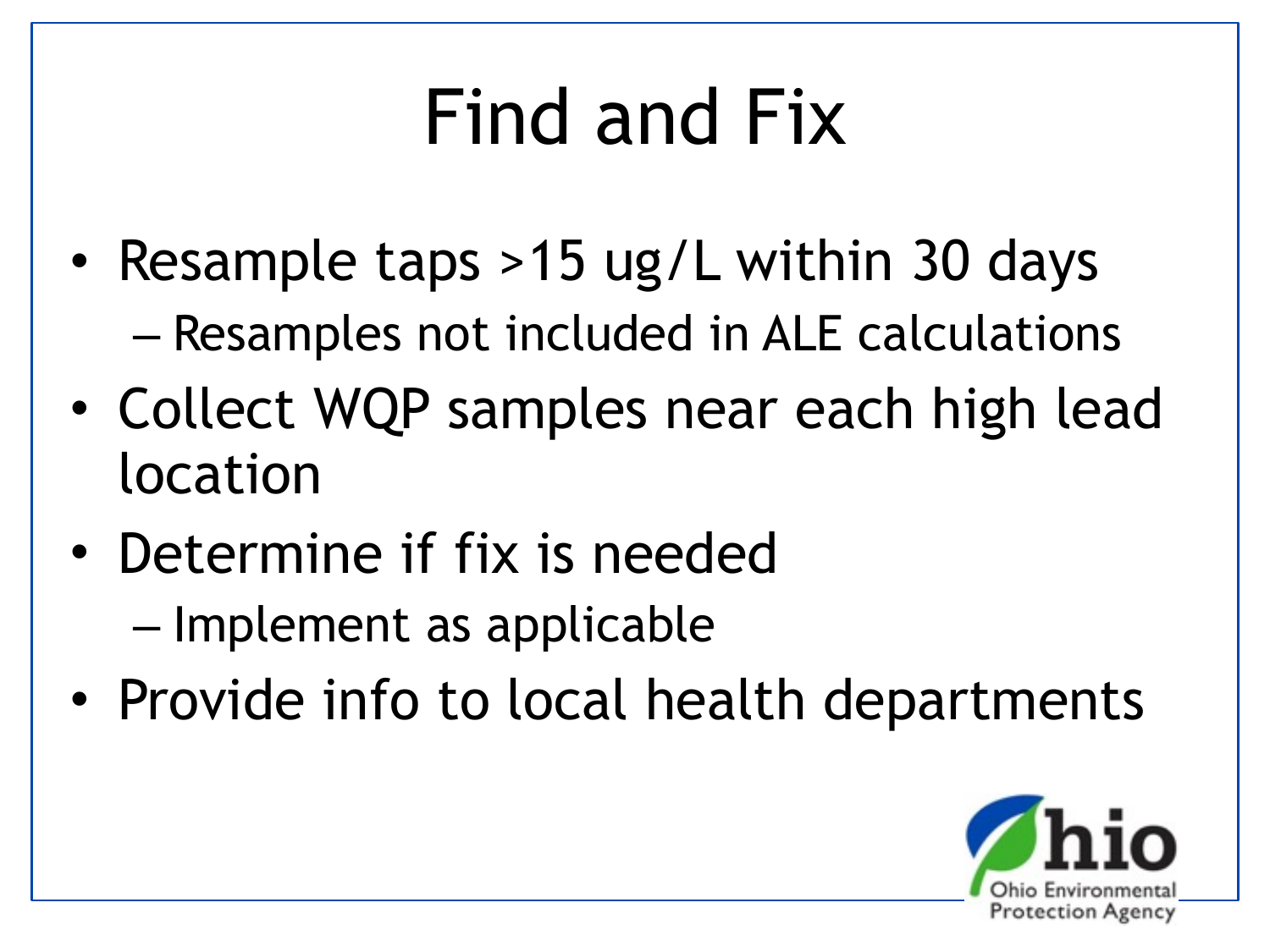# Find and Fix

- Resample taps >15 ug/L within 30 days
  - Resamples not included in ALE calculations
- Collect WQP samples near each high lead location
- Determine if fix is needed
  - Implement as applicable
- Provide info to local health departments

Ohio Environmental Protection Agency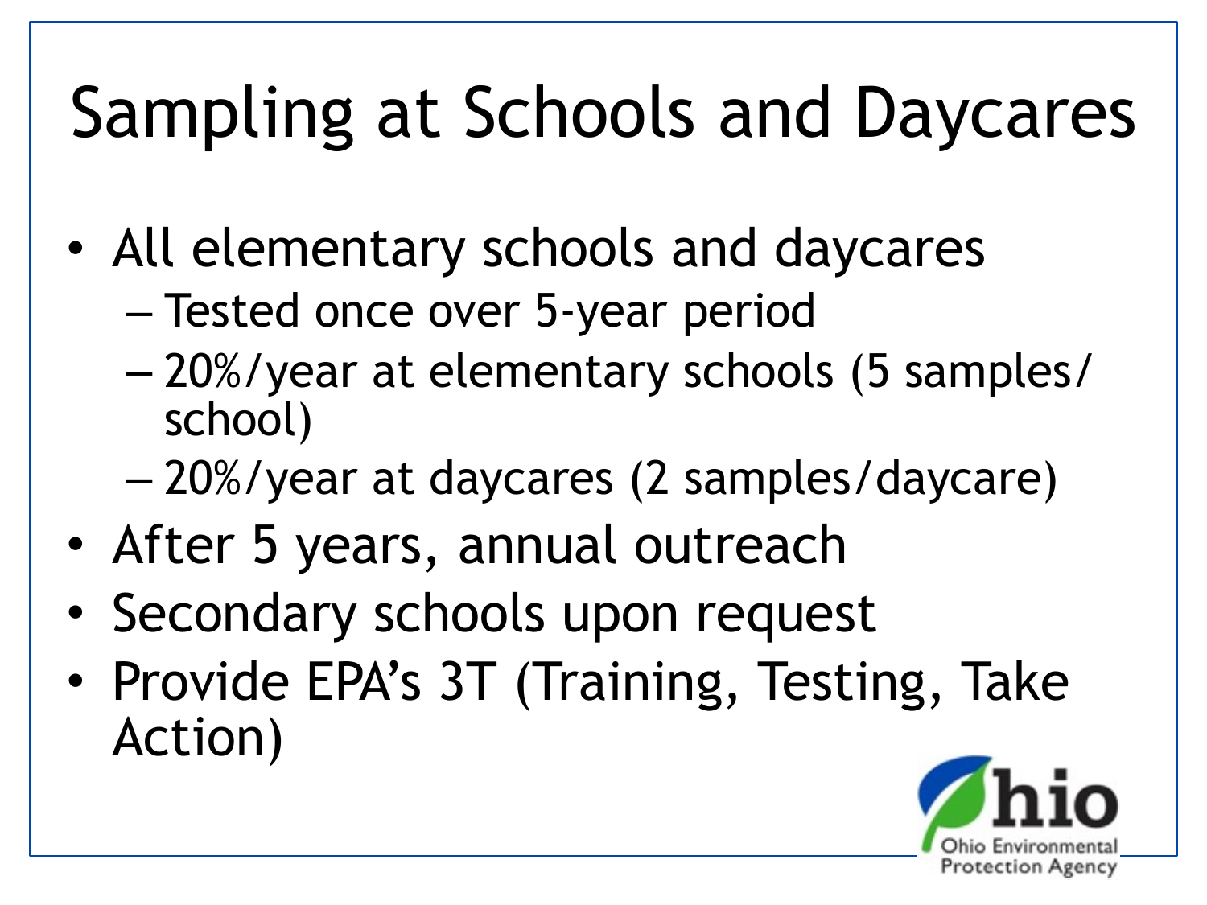# Sampling at Schools and Daycares

- All elementary schools and daycares
  - Tested once over 5-year period
  - 20%/year at elementary schools (5 samples/ school)
  - 20%/year at daycares (2 samples/daycare)
- After 5 years, annual outreach
- Secondary schools upon request
- Provide EPA's 3T (Training, Testing, Take Action)

Ohio Environmental Protection Agency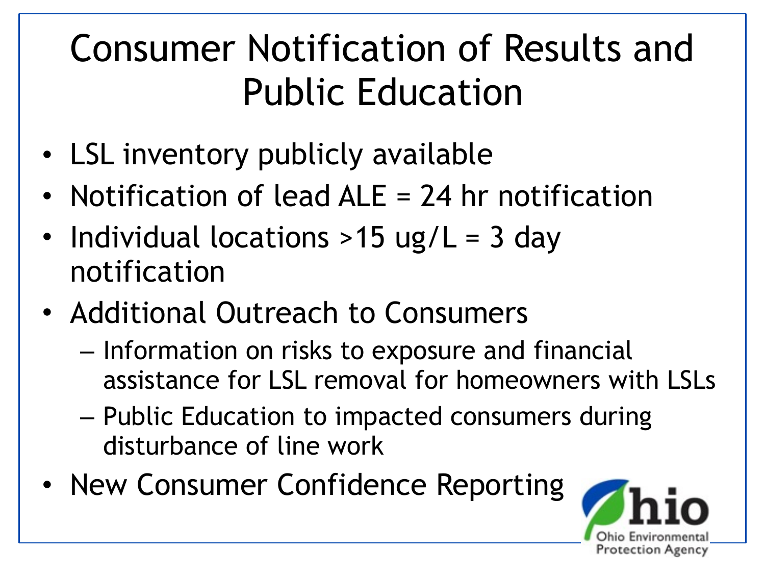# Consumer Notification of Results and Public Education

- LSL inventory publicly available
- Notification of lead ALE = 24 hr notification
- Individual locations >15 ug/L = 3 day notification
- Additional Outreach to Consumers
  - Information on risks to exposure and financial assistance for LSL removal for homeowners with LSLs
  - Public Education to impacted consumers during disturbance of line work
- New Consumer Confidence Reporting

Ohio Environmental Protection Agency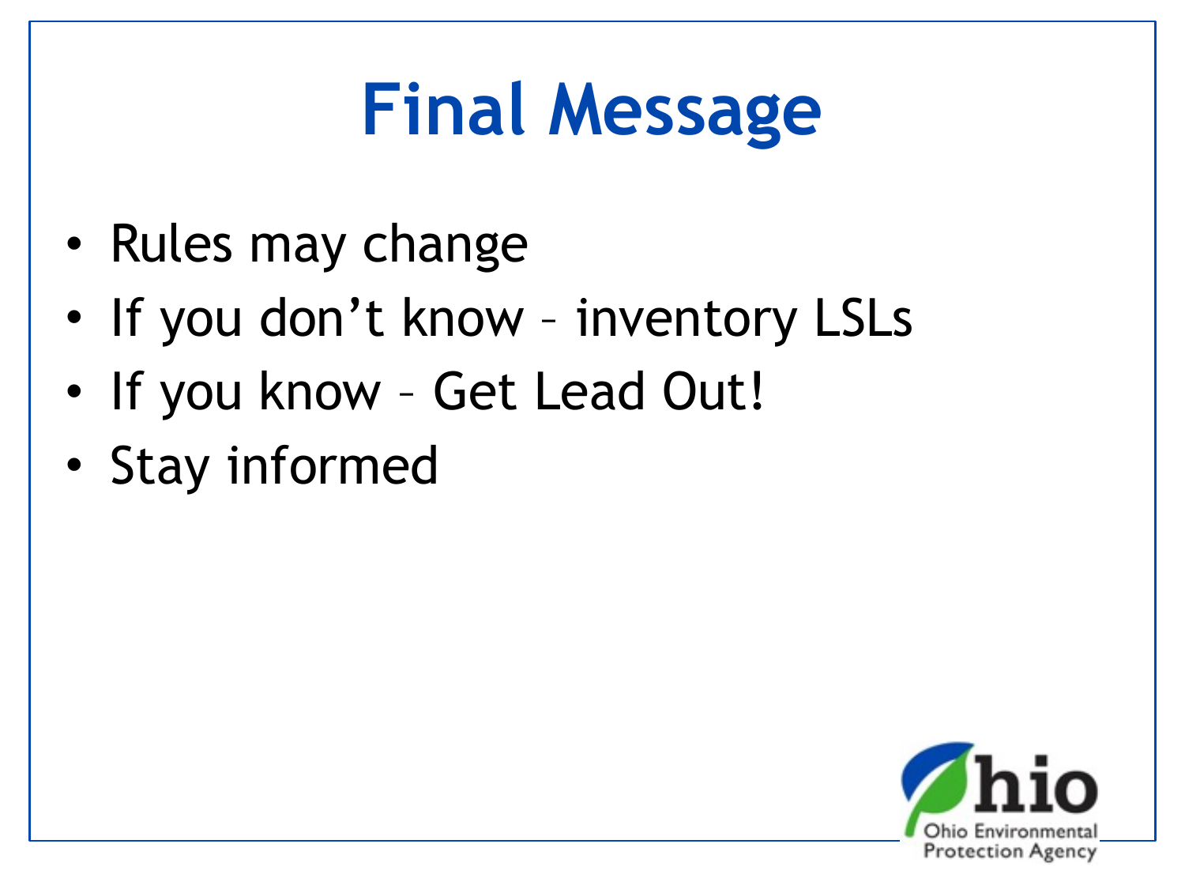# Final Message

- Rules may change
- If you don’t know – inventory LSLs
- If you know – Get Lead Out!
- Stay informed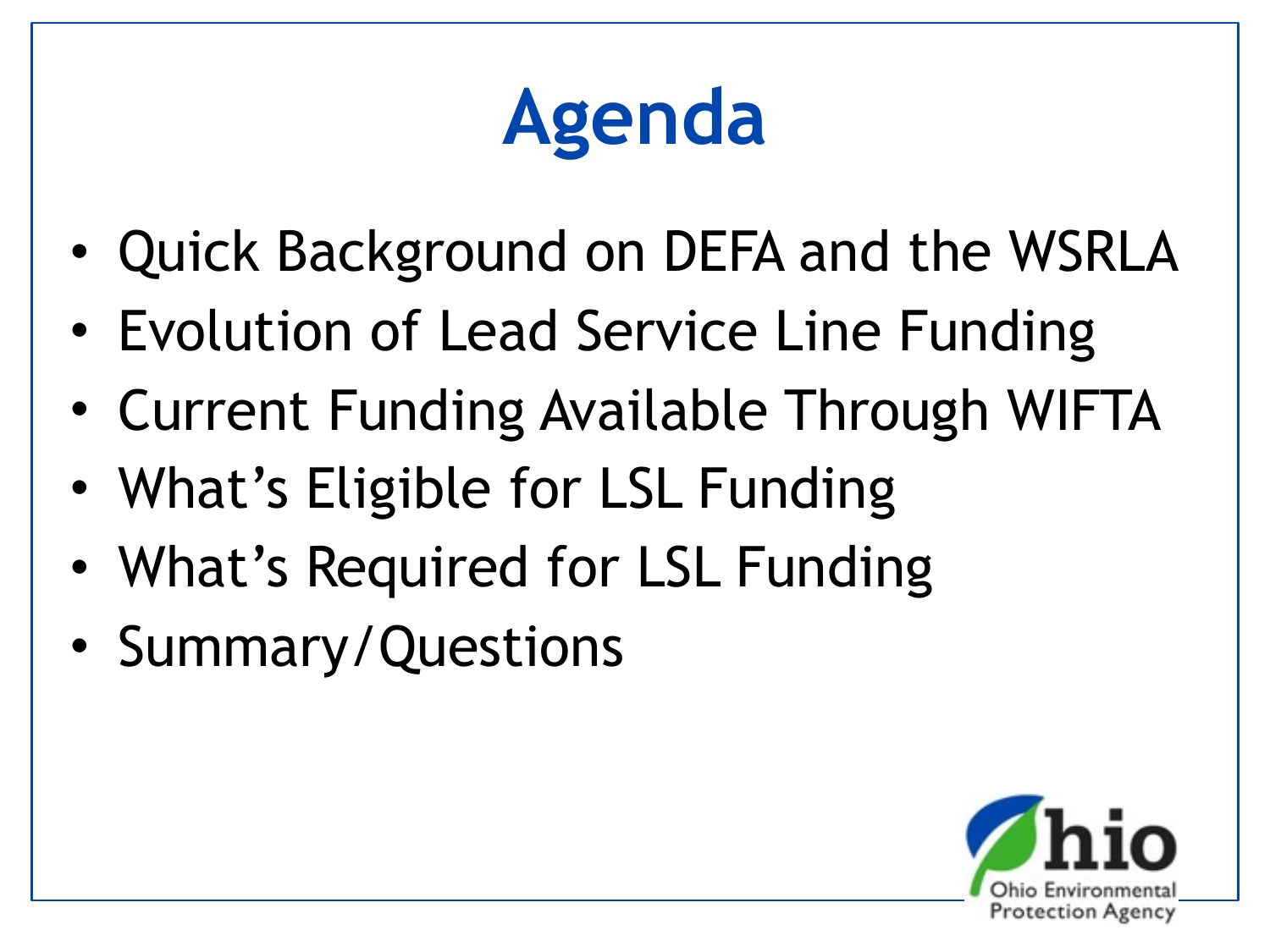# Agenda

- Quick Background on DEFA and the WSRLA
- Evolution of Lead Service Line Funding
- Current Funding Available Through WIFTA
- What's Eligible for LSL Funding
- What's Required for LSL Funding
- Summary/Questions

Ohio Environmental Protection Agency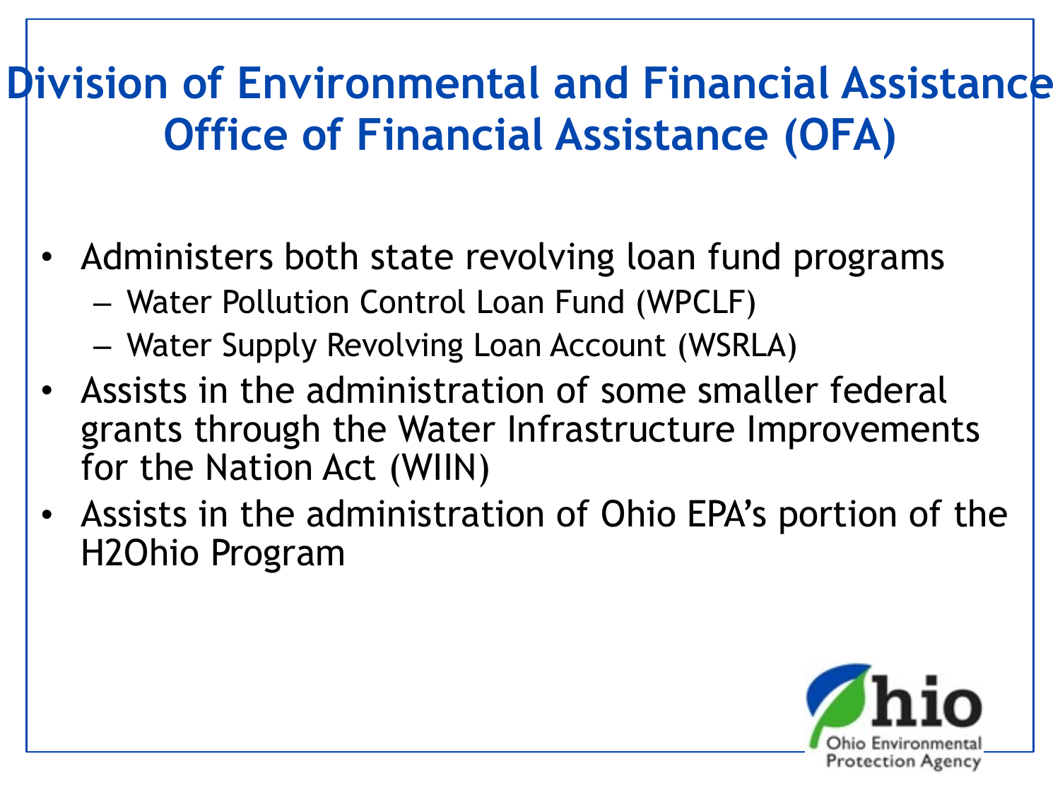# Division of Environmental and Financial Assistance
## Office of Financial Assistance (OFA)

- Administers both state revolving loan fund programs
  - Water Pollution Control Loan Fund (WPCLF)
  - Water Supply Revolving Loan Account (WSRLA)
- Assists in the administration of some smaller federal grants through the Water Infrastructure Improvements for the Nation Act (WIIN)
- Assists in the administration of Ohio EPA's portion of the H2Ohio Program

Ohio Environmental Protection Agency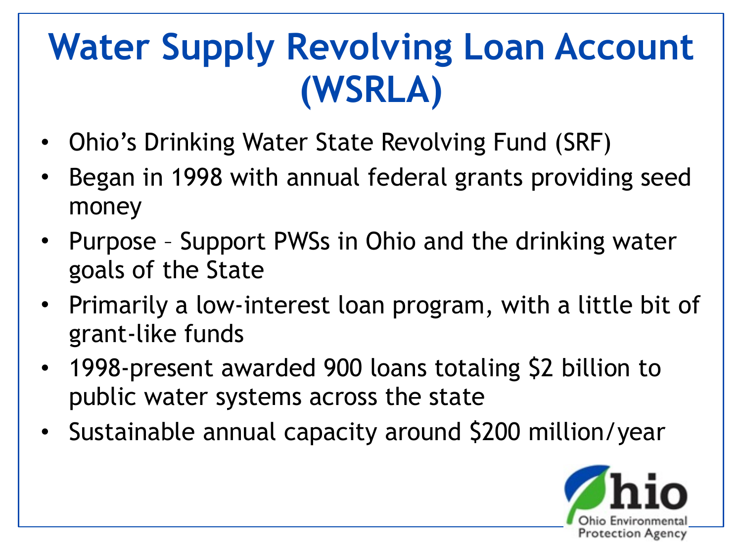# Water Supply Revolving Loan Account (WSRLA)

- Ohio's Drinking Water State Revolving Fund (SRF)
- Began in 1998 with annual federal grants providing seed money
- Purpose – Support PWSs in Ohio and the drinking water goals of the State
- Primarily a low-interest loan program, with a little bit of grant-like funds
- 1998-present awarded 900 loans totaling $2 billion to public water systems across the state
- Sustainable annual capacity around $200 million/year

Ohio Environmental Protection Agency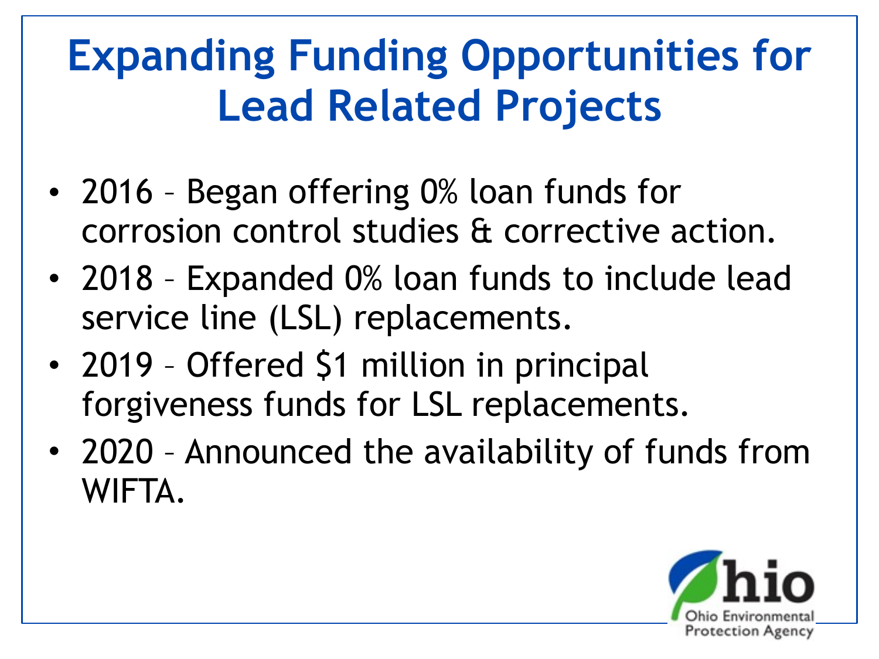# Expanding Funding Opportunities for Lead Related Projects

- 2016 – Began offering 0% loan funds for corrosion control studies & corrective action.
- 2018 – Expanded 0% loan funds to include lead service line (LSL) replacements.
- 2019 – Offered $1 million in principal forgiveness funds for LSL replacements.
- 2020 – Announced the availability of funds from WIFTA.

Ohio Environmental Protection Agency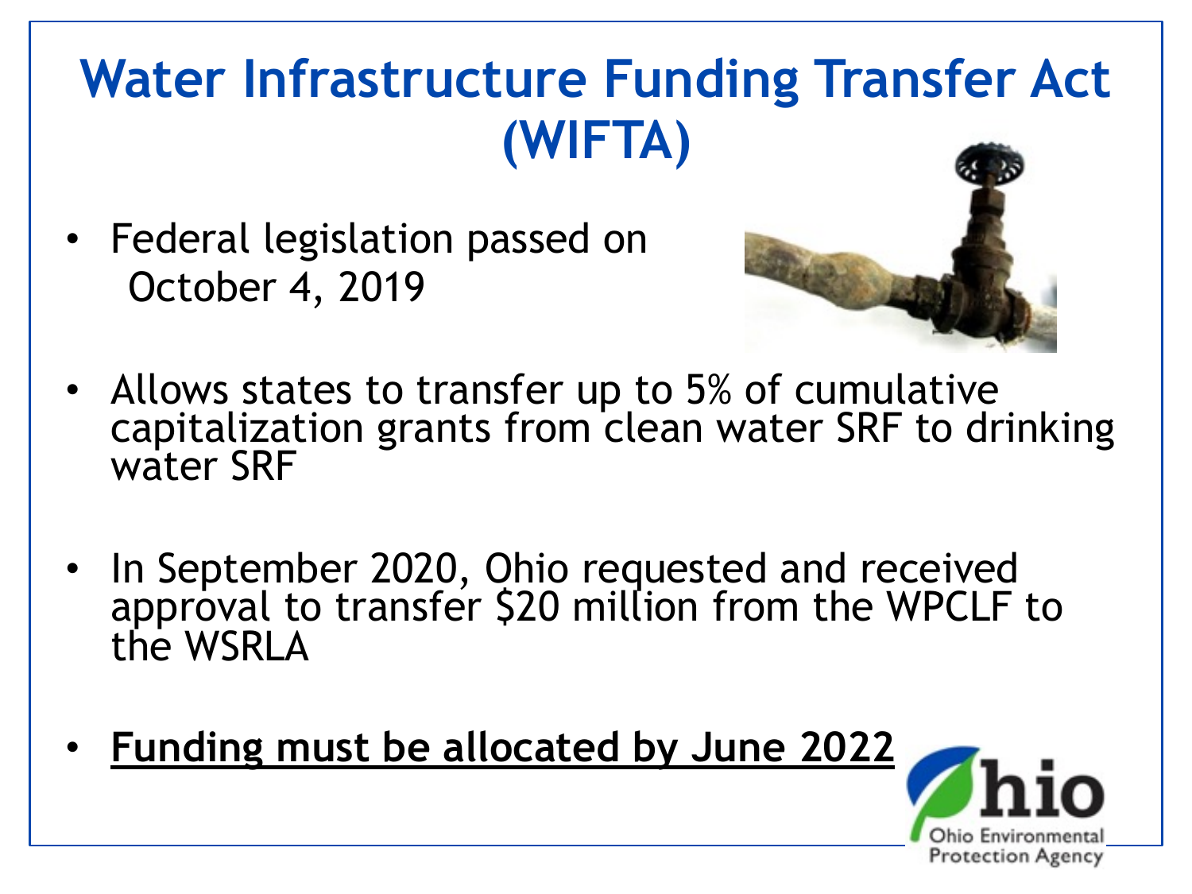# Water Infrastructure Funding Transfer Act (WIFTA)

- Federal legislation passed on October 4, 2019

- Allows states to transfer up to 5% of cumulative capitalization grants from clean water SRF to drinking water SRF

- In September 2020, Ohio requested and received approval to transfer $20 million from the WPCLF to the WSRLA

- **Funding must be allocated by June 2022**

Ohio Environmental Protection Agency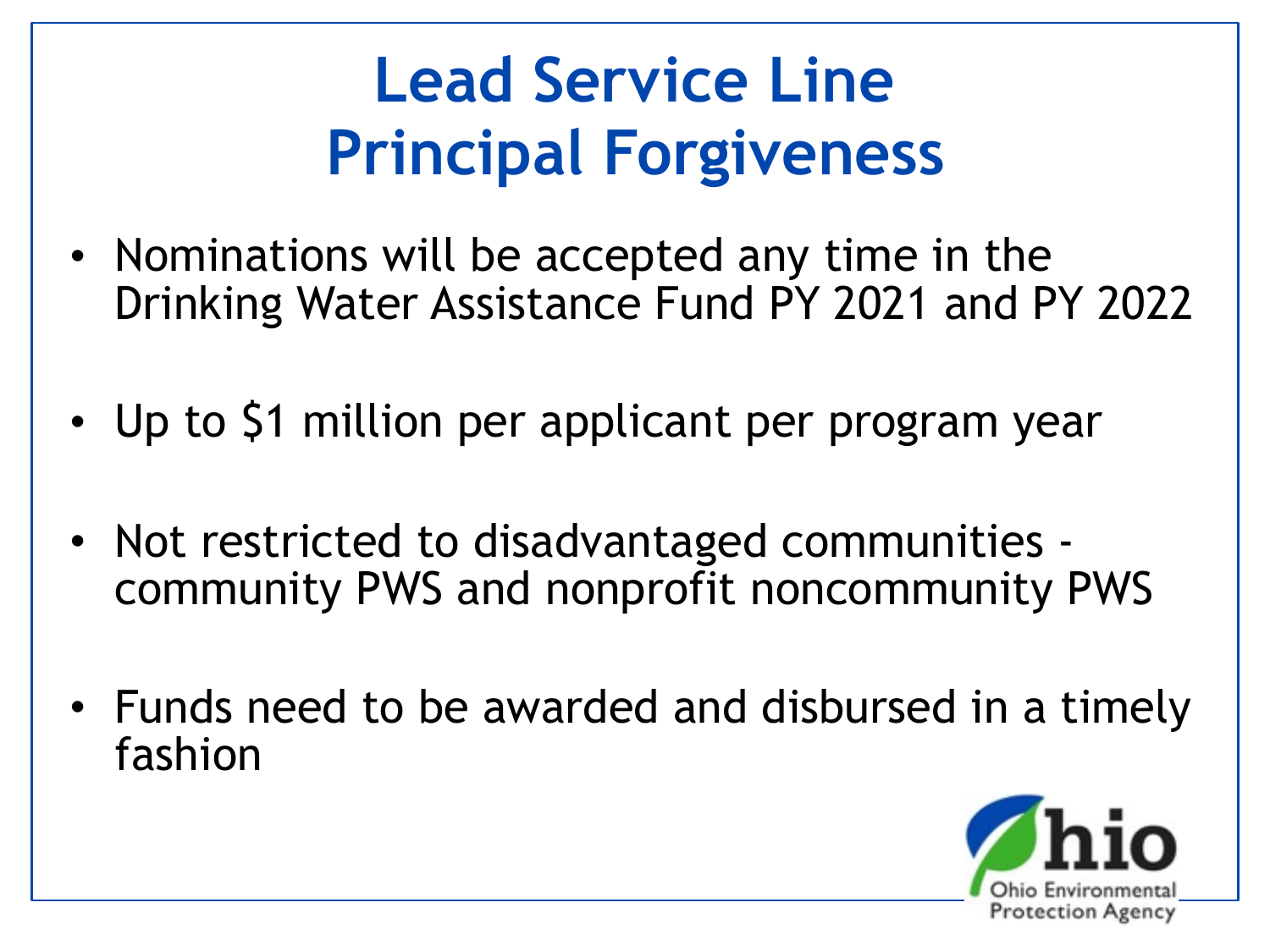# Lead Service Line Principal Forgiveness

- Nominations will be accepted any time in the Drinking Water Assistance Fund PY 2021 and PY 2022
- Up to $1 million per applicant per program year
- Not restricted to disadvantaged communities - community PWS and nonprofit noncommunity PWS
- Funds need to be awarded and disbursed in a timely fashion

Ohio Environmental Protection Agency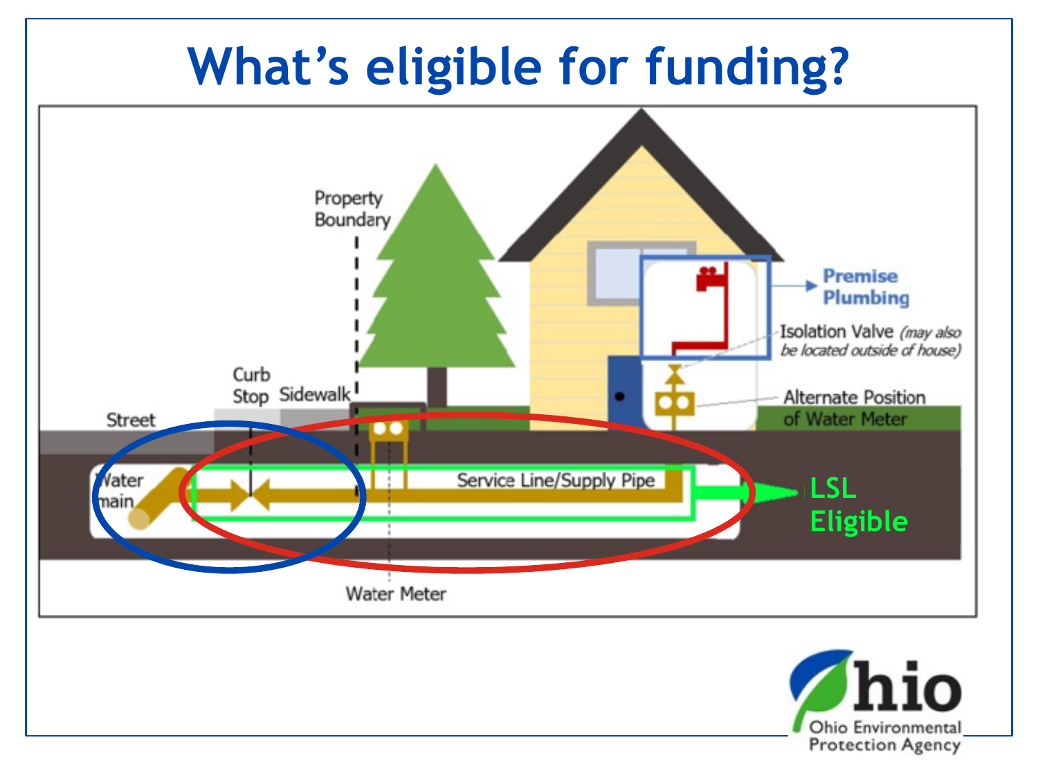# What's eligible for funding?

Property Boundary

Premise Plumbing

Isolation Valve *(may also be located outside of house)*

Curb Stop

Sidewalk

Street

Alternate Position of Water Meter

Water main

Service Line/Supply Pipe

LSL Eligible

Water Meter

Ohio Environmental Protection Agency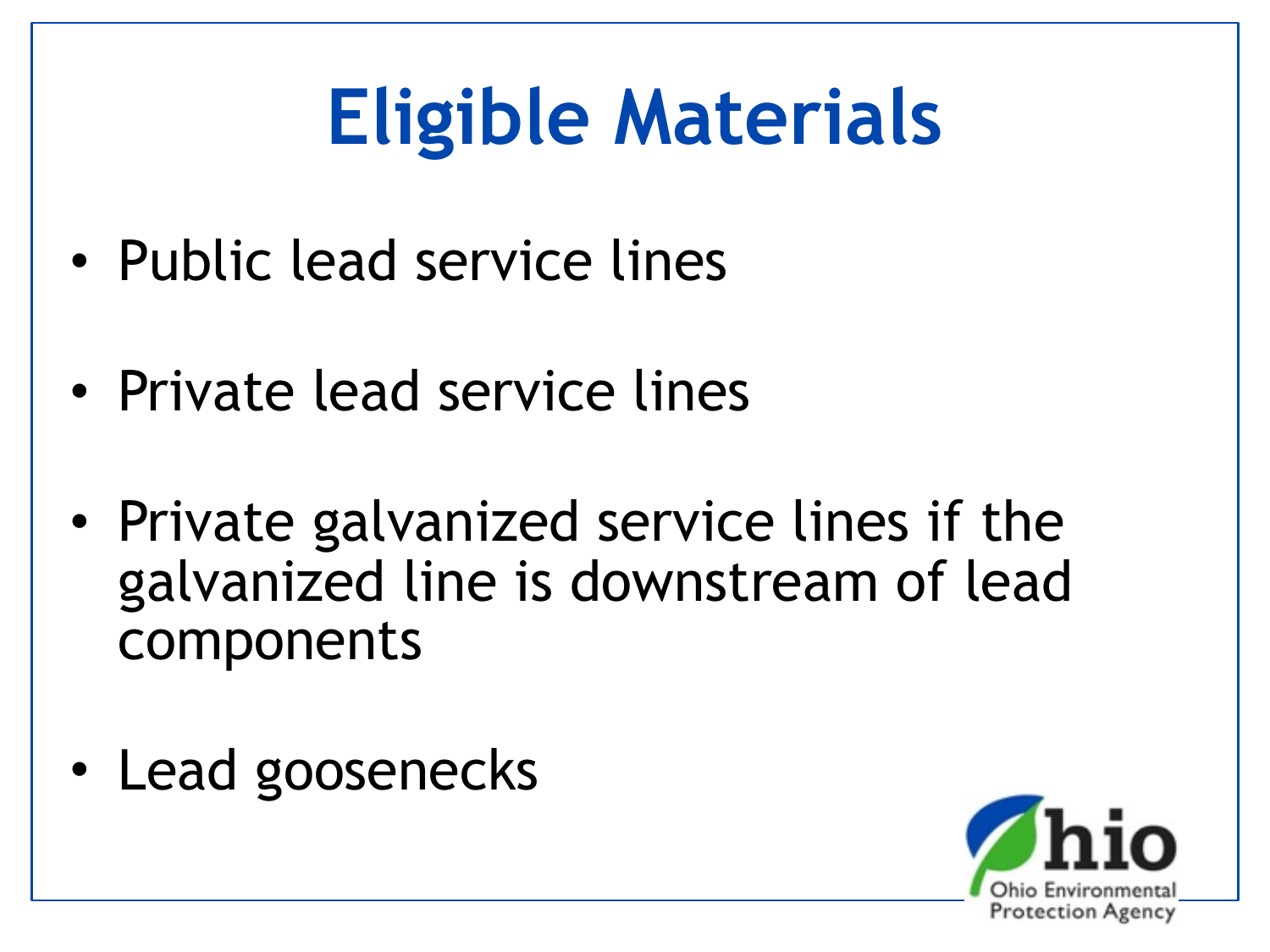# Eligible Materials

- Public lead service lines
- Private lead service lines
- Private galvanized service lines if the galvanized line is downstream of lead components
- Lead goosenecks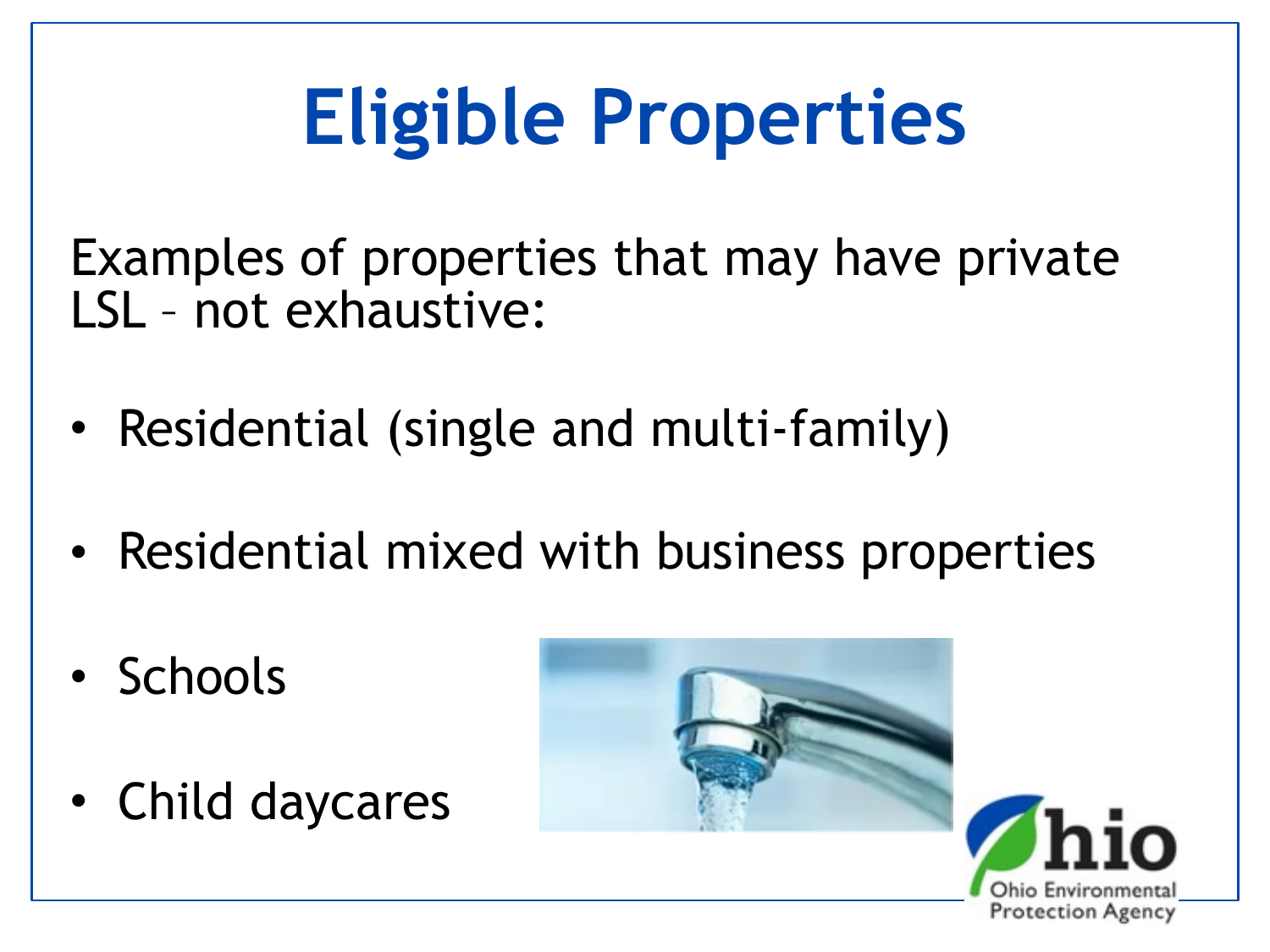# Eligible Properties

Examples of properties that may have private LSL – not exhaustive:

- Residential (single and multi-family)
- Residential mixed with business properties
- Schools
- Child daycares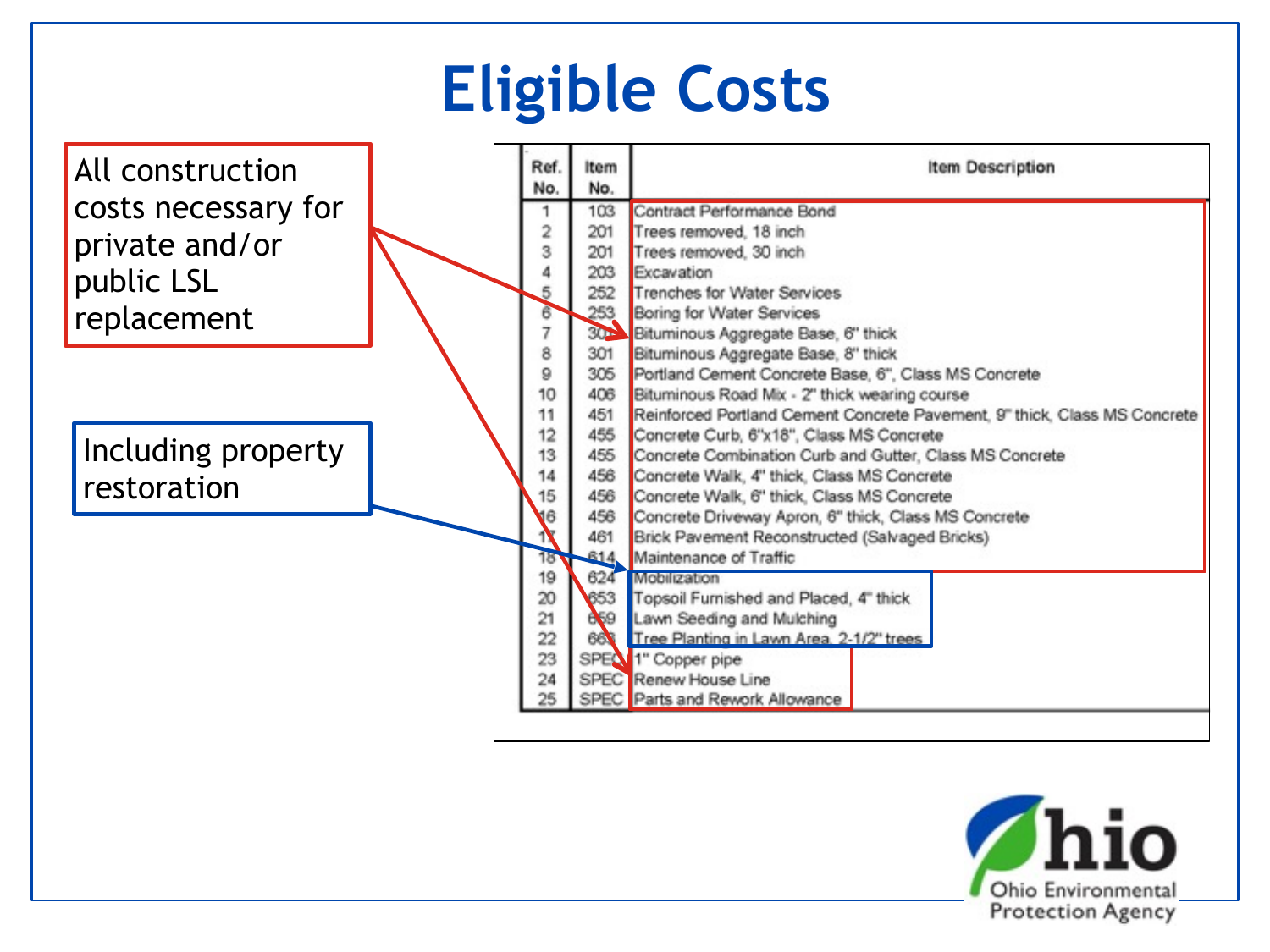# Eligible Costs

All construction costs necessary for private and/or public LSL replacement

Including property restoration

| Ref. No. | Item No. | Item Description |
|---|---|---|
| 1 | 103 | Contract Performance Bond |
| 2 | 201 | Trees removed, 18 inch |
| 3 | 201 | Trees removed, 30 inch |
| 4 | 203 | Excavation |
| 5 | 252 | Trenches for Water Services |
| 6 | 253 | Boring for Water Services |
| 7 | 301 | Bituminous Aggregate Base, 6" thick |
| 8 | 301 | Bituminous Aggregate Base, 8" thick |
| 9 | 305 | Portland Cement Concrete Base, 6", Class MS Concrete |
| 10 | 406 | Bituminous Road Mix - 2" thick wearing course |
| 11 | 451 | Reinforced Portland Cement Concrete Pavement, 9" thick, Class MS Concrete |
| 12 | 455 | Concrete Curb, 6"x18", Class MS Concrete |
| 13 | 455 | Concrete Combination Curb and Gutter, Class MS Concrete |
| 14 | 456 | Concrete Walk, 4" thick, Class MS Concrete |
| 15 | 456 | Concrete Walk, 6" thick, Class MS Concrete |
| 16 | 456 | Concrete Driveway Apron, 6" thick, Class MS Concrete |
| 17 | 461 | Brick Pavement Reconstructed (Salvaged Bricks) |
| 18 | 614 | Maintenance of Traffic |
| 19 | 624 | Mobilization |
| 20 | 653 | Topsoil Furnished and Placed, 4" thick |
| 21 | 659 | Lawn Seeding and Mulching |
| 22 | 663 | Tree Planting in Lawn Area, 2-1/2" trees |
| 23 | SPEC | 1" Copper pipe |
| 24 | SPEC | Renew House Line |
| 25 | SPEC | Parts and Rework Allowance |

Ohio Environmental Protection Agency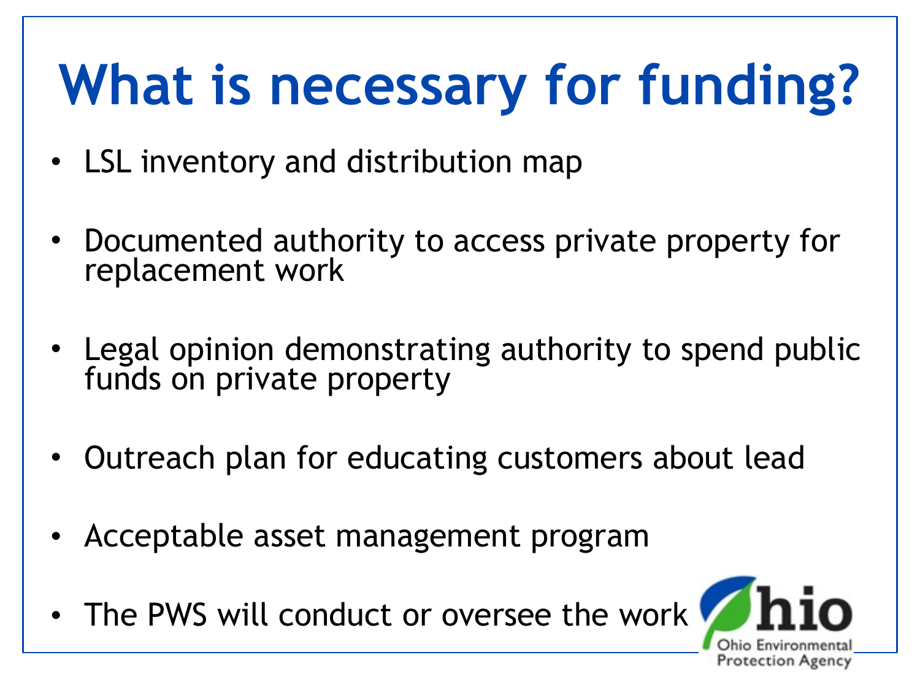# What is necessary for funding?

- LSL inventory and distribution map
- Documented authority to access private property for replacement work
- Legal opinion demonstrating authority to spend public funds on private property
- Outreach plan for educating customers about lead
- Acceptable asset management program
- The PWS will conduct or oversee the work

Ohio Environmental Protection Agency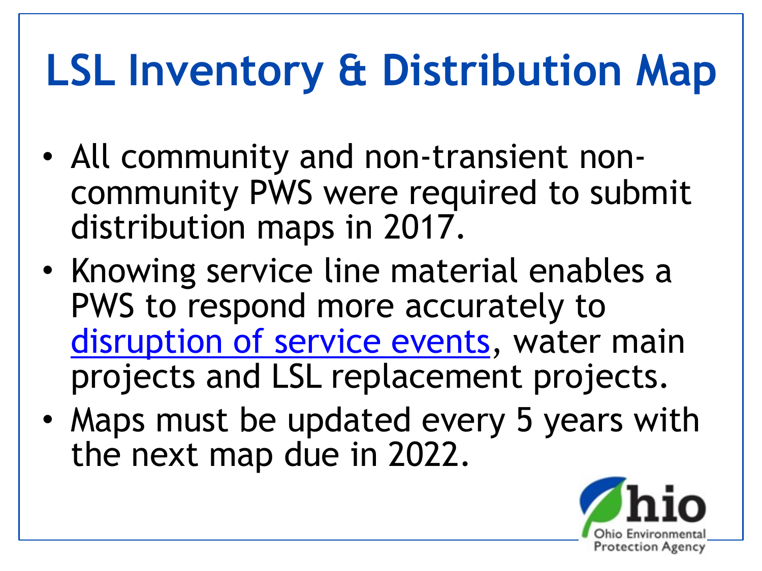# LSL Inventory & Distribution Map

- All community and non-transient non-community PWS were required to submit distribution maps in 2017.
- Knowing service line material enables a PWS to respond more accurately to disruption of service events, water main projects and LSL replacement projects.
- Maps must be updated every 5 years with the next map due in 2022.

Ohio Environmental Protection Agency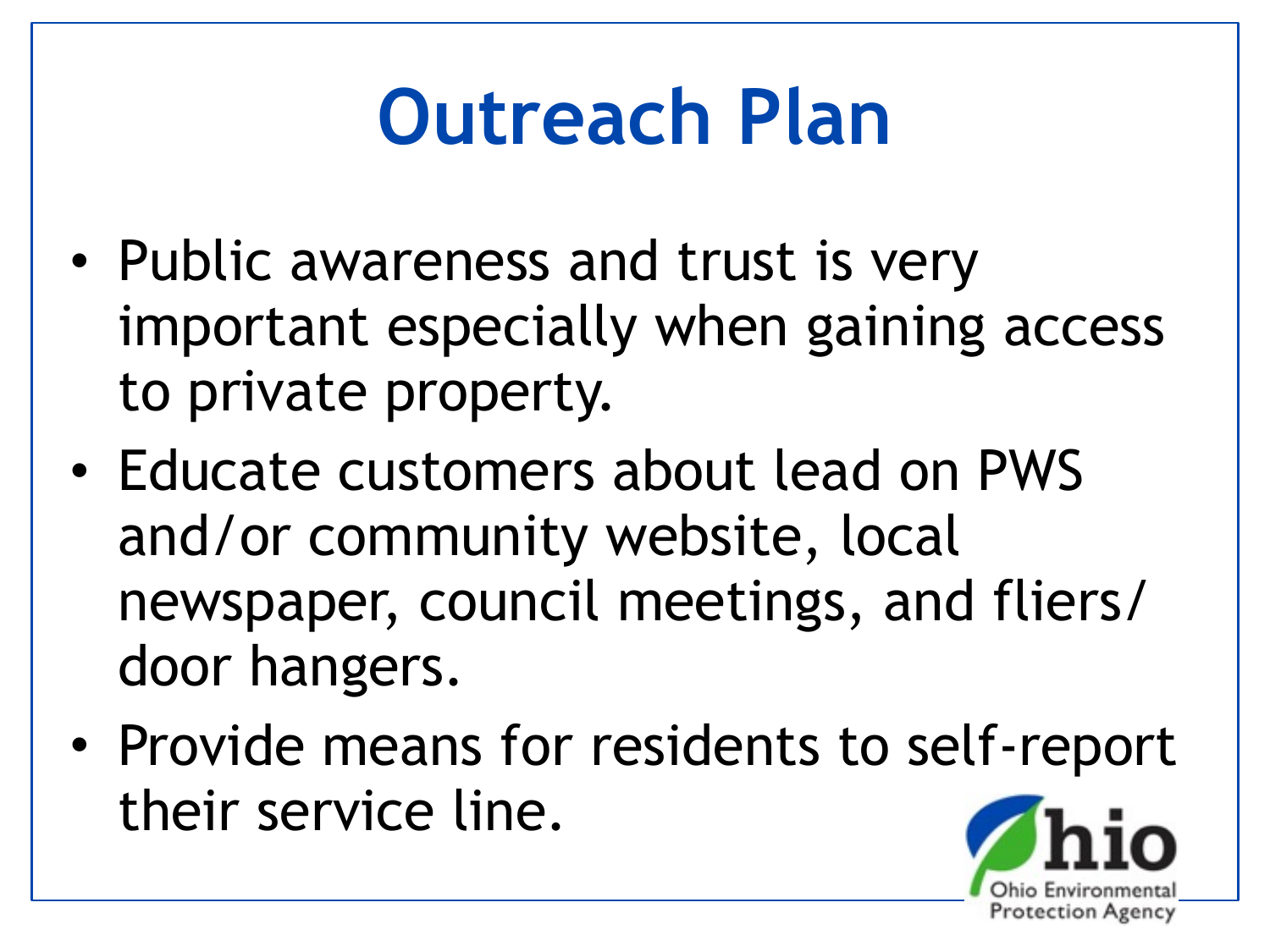# Outreach Plan

- Public awareness and trust is very important especially when gaining access to private property.
- Educate customers about lead on PWS and/or community website, local newspaper, council meetings, and fliers/ door hangers.
- Provide means for residents to self-report their service line.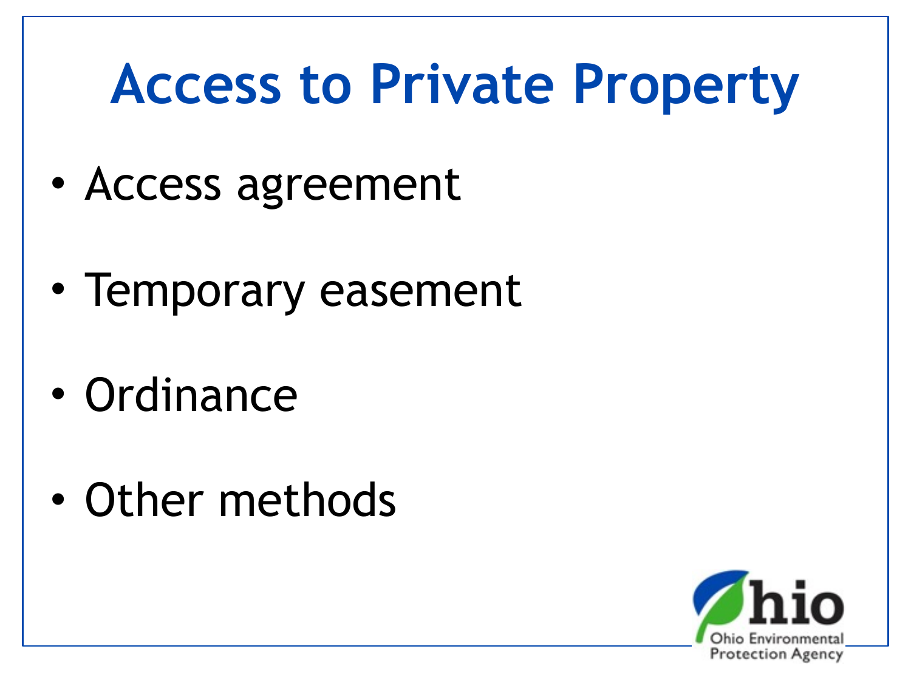# Access to Private Property

- Access agreement
- Temporary easement
- Ordinance
- Other methods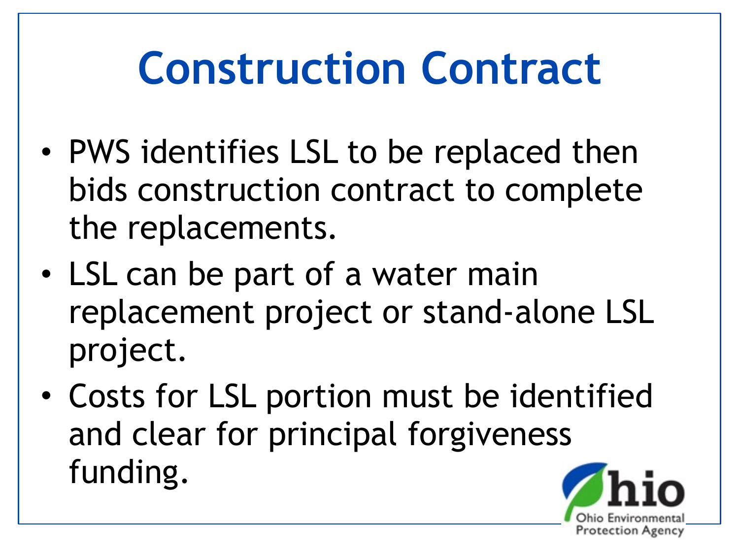# Construction Contract

- PWS identifies LSL to be replaced then bids construction contract to complete the replacements.
- LSL can be part of a water main replacement project or stand-alone LSL project.
- Costs for LSL portion must be identified and clear for principal forgiveness funding.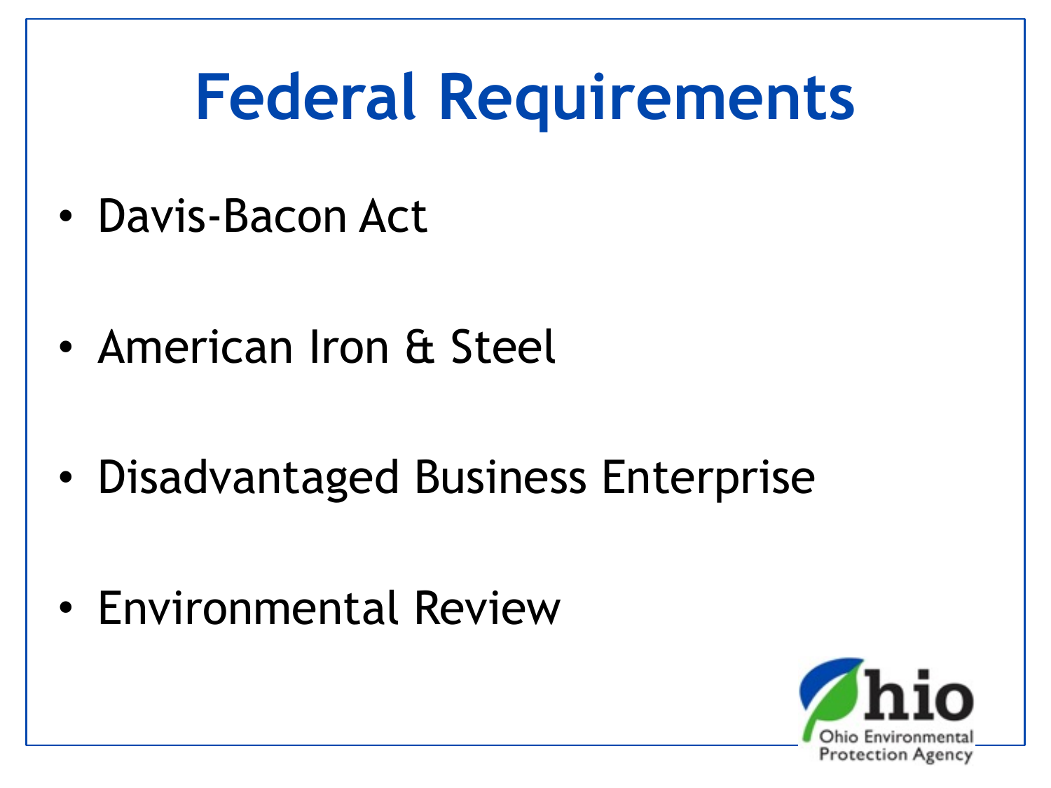# Federal Requirements

- Davis-Bacon Act
- American Iron & Steel
- Disadvantaged Business Enterprise
- Environmental Review

Ohio Environmental Protection Agency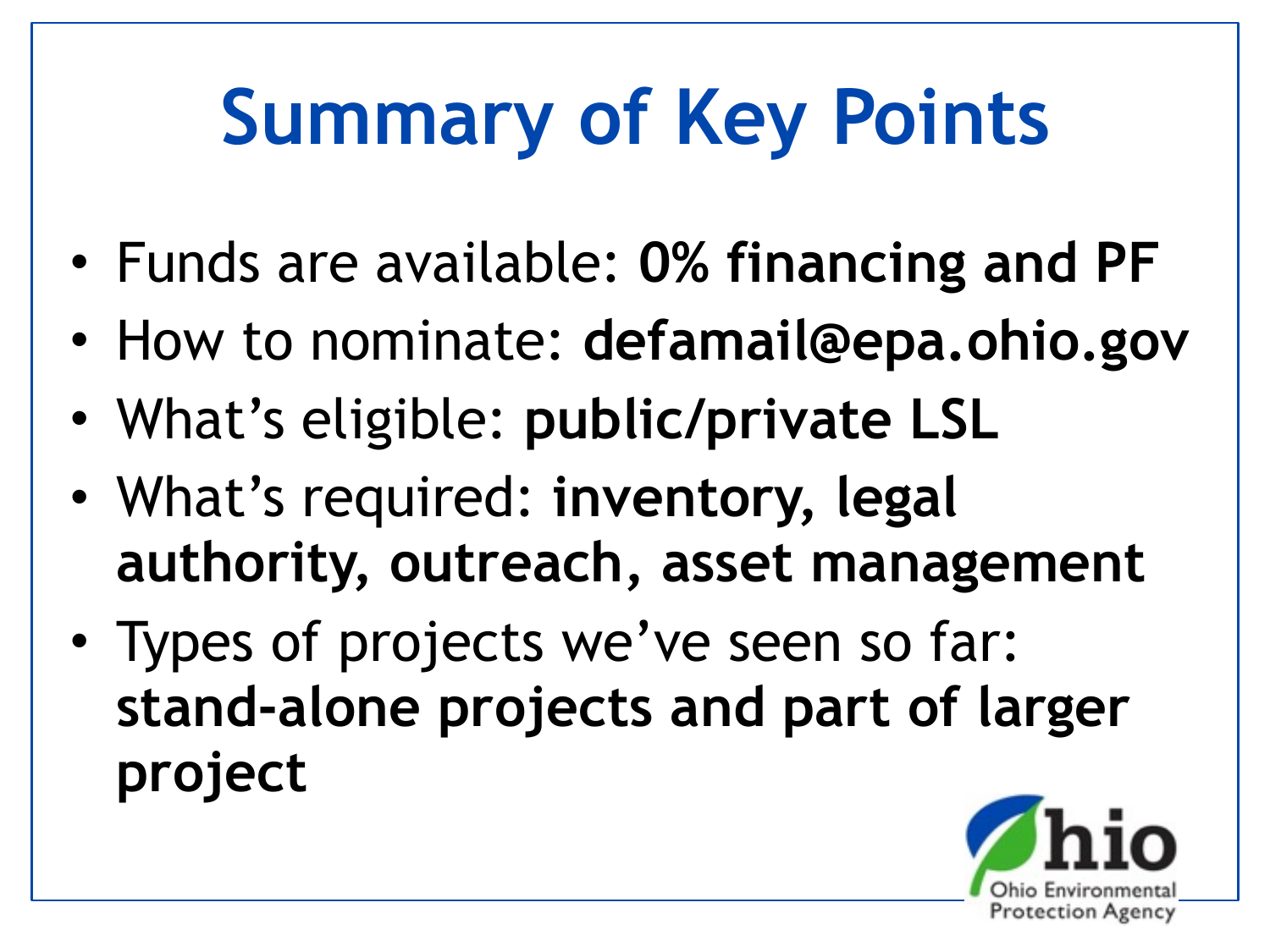# Summary of Key Points

- Funds are available: **0% financing and PF**
- How to nominate: **defamail@epa.ohio.gov**
- What's eligible: **public/private LSL**
- What's required: **inventory, legal authority, outreach, asset management**
- Types of projects we've seen so far: **stand-alone projects and part of larger project**

Ohio Environmental Protection Agency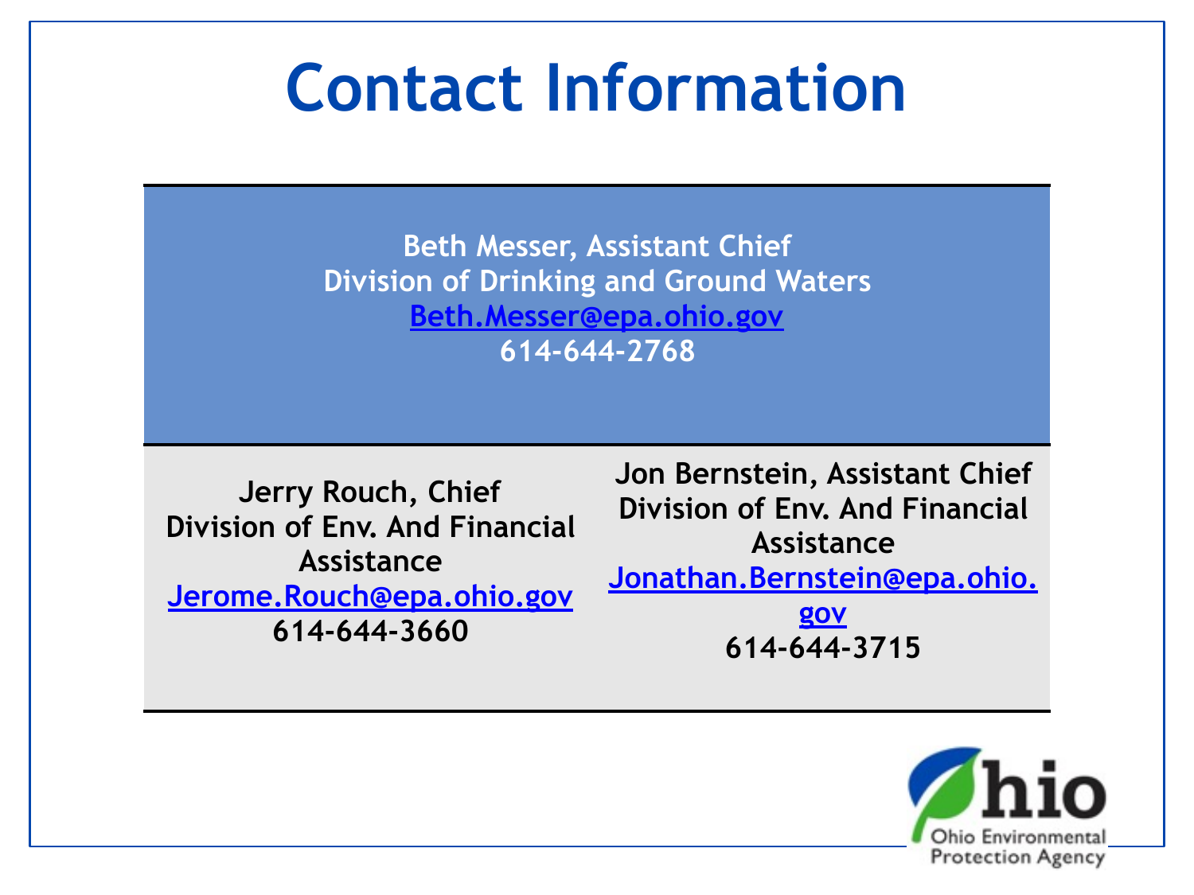# Contact Information

**Beth Messer, Assistant Chief**
**Division of Drinking and Ground Waters**
**Beth.Messer@epa.ohio.gov**
**614-644-2768**

**Jerry Rouch, Chief**
**Division of Env. And Financial Assistance**
**Jerome.Rouch@epa.ohio.gov**
**614-644-3660**

**Jon Bernstein, Assistant Chief**
**Division of Env. And Financial Assistance**
**Jonathan.Bernstein@epa.ohio.gov**
**614-644-3715**

Ohio Environmental Protection Agency